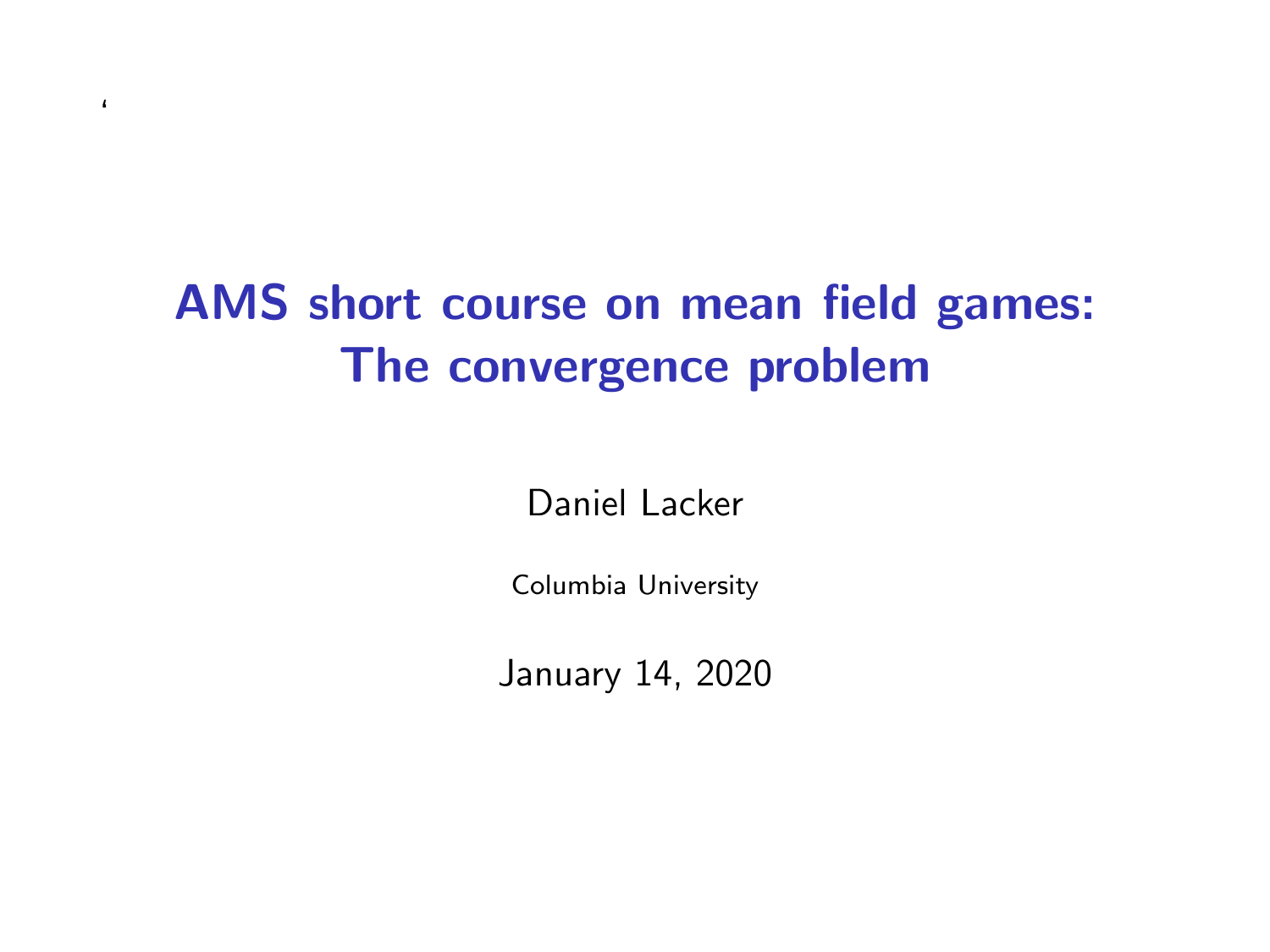‘

# AMS short course on mean field games: The convergence problem

Daniel Lacker

Columbia University

January 14, 2020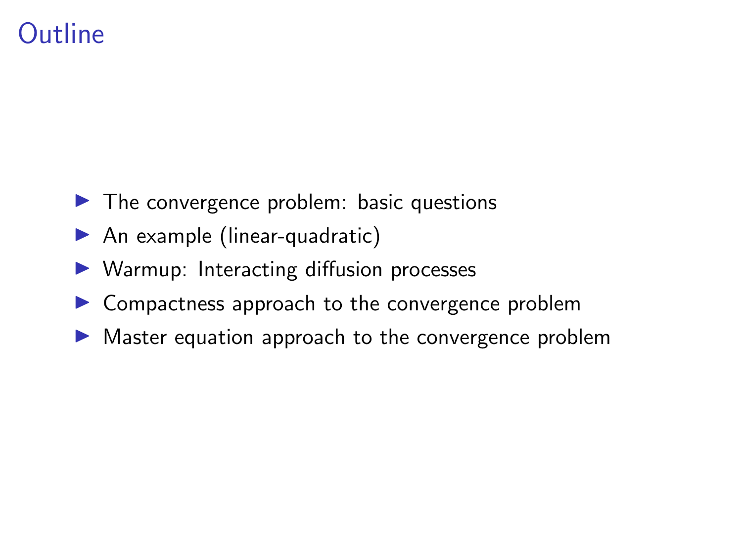# Outline

- The convergence problem: basic questions
- An example (linear-quadratic)
- Warmup: Interacting diffusion processes
- Compactness approach to the convergence problem
- Master equation approach to the convergence problem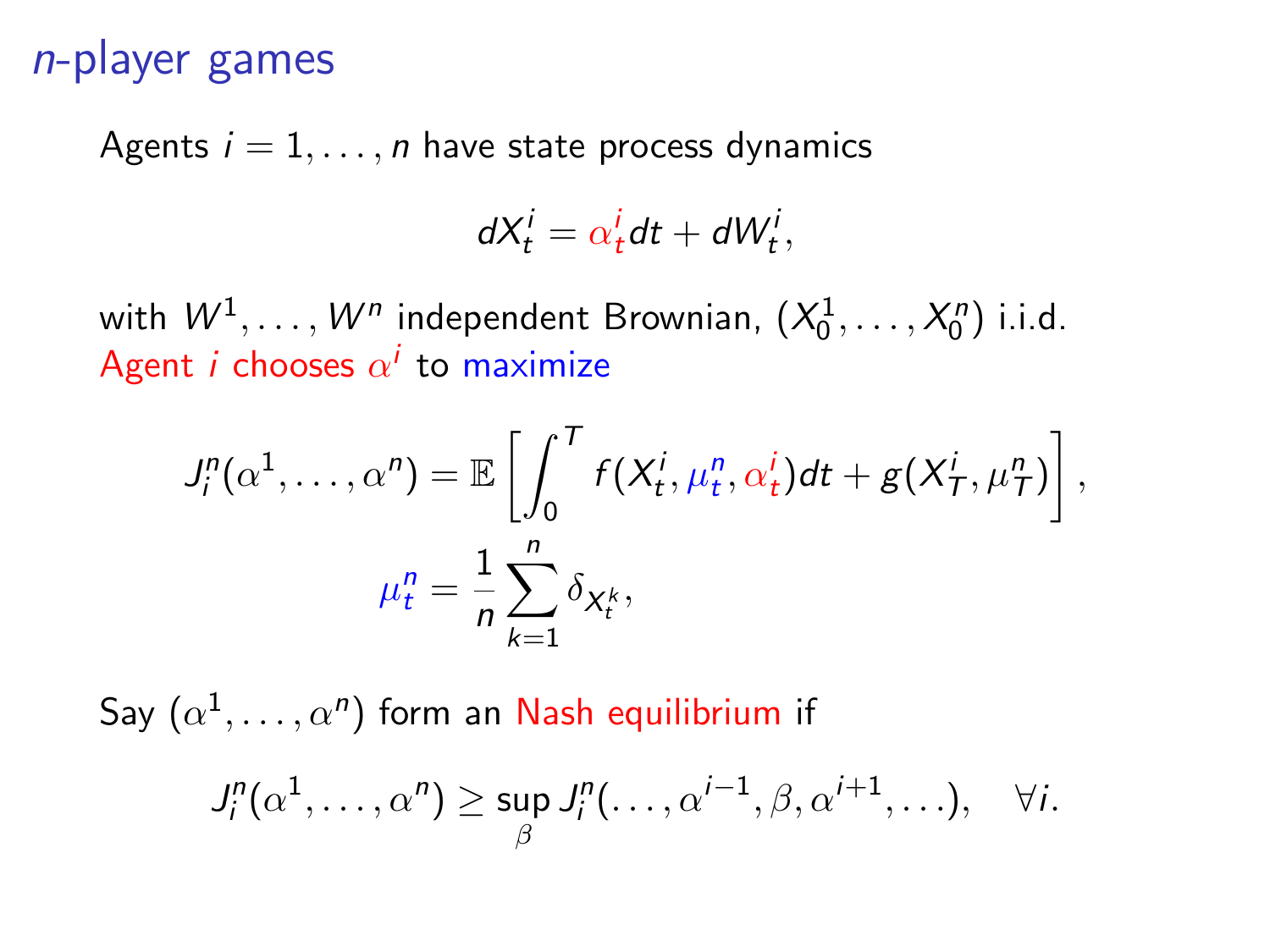# $n$-player games

Agents $i = 1, \ldots, n$ have state process dynamics

$$dX_t^i = \alpha_t^i dt + dW_t^i,$$

with $W^1, \ldots, W^n$ independent Brownian, $(X_0^1, \ldots, X_0^n)$ i.i.d.
Agent $i$ chooses $\alpha^i$ to maximize

$$J_i^n(\alpha^1, \ldots, \alpha^n) = \mathbb{E}\left[\int_0^T f(X_t^i, \mu_t^n, \alpha_t^i)dt + g(X_T^i, \mu_T^n)\right],$$

$$\mu_t^n = \frac{1}{n}\sum_{k=1}^n \delta_{X_t^k},$$

Say $(\alpha^1, \ldots, \alpha^n)$ form an Nash equilibrium if

$$J_i^n(\alpha^1, \ldots, \alpha^n) \geq \sup_\beta J_i^n(\ldots, \alpha^{i-1}, \beta, \alpha^{i+1}, \ldots), \quad \forall i.$$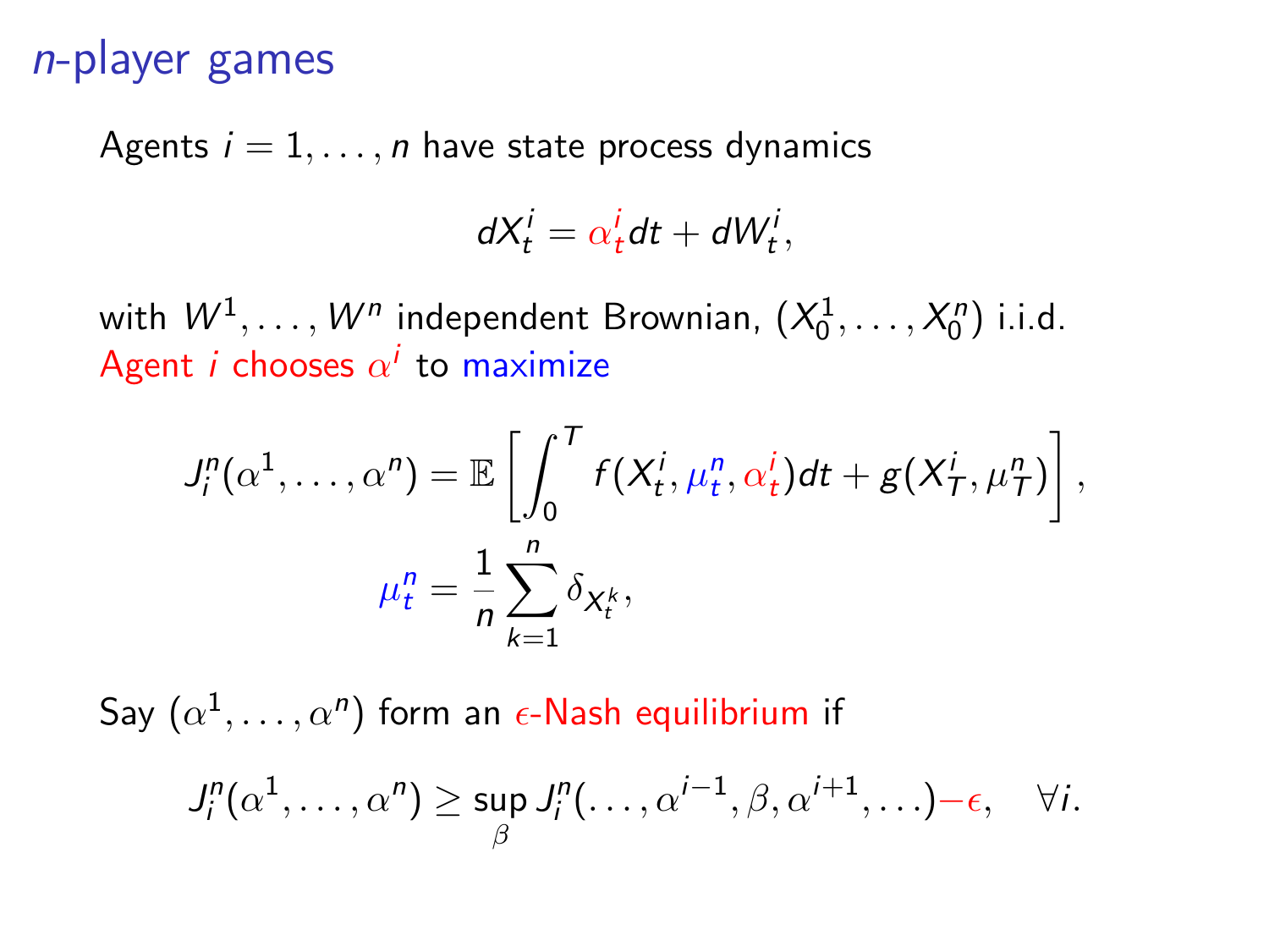# *n*-player games

Agents $i = 1, \ldots, n$ have state process dynamics

$$dX_t^i = \alpha_t^i dt + dW_t^i,$$

with $W^1, \ldots, W^n$ independent Brownian, $(X_0^1, \ldots, X_0^n)$ i.i.d.
Agent $i$ chooses $\alpha^i$ to maximize

$$J_i^n(\alpha^1, \ldots, \alpha^n) = \mathbb{E}\left[\int_0^T f(X_t^i, \mu_t^n, \alpha_t^i)dt + g(X_T^i, \mu_T^n)\right],$$

$$\mu_t^n = \frac{1}{n}\sum_{k=1}^n \delta_{X_t^k},$$

Say $(\alpha^1, \ldots, \alpha^n)$ form an $\epsilon$-Nash equilibrium if

$$J_i^n(\alpha^1, \ldots, \alpha^n) \geq \sup_\beta J_i^n(\ldots, \alpha^{i-1}, \beta, \alpha^{i+1}, \ldots) - \epsilon, \quad \forall i.$$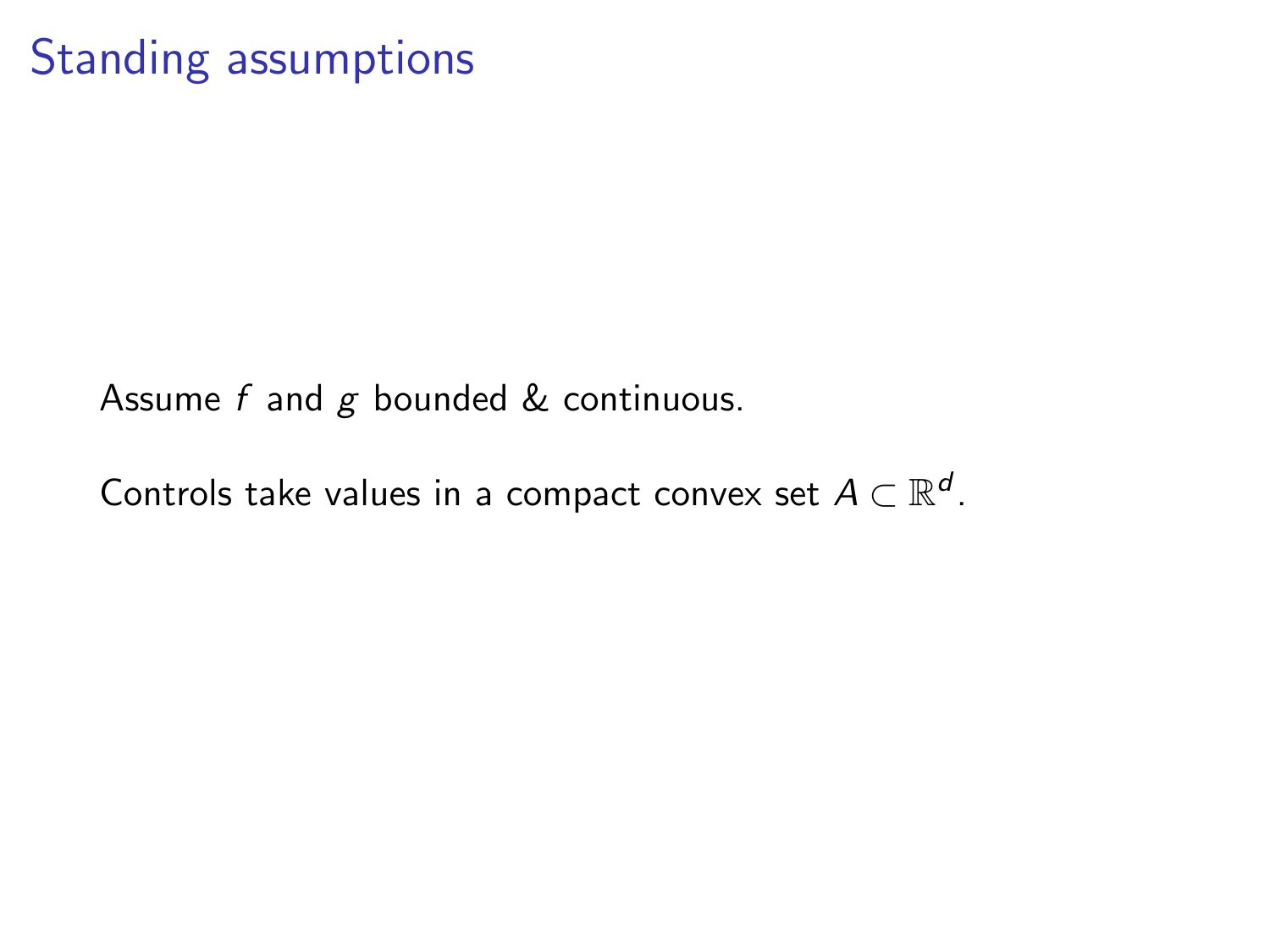# Standing assumptions

Assume $f$ and $g$ bounded & continuous.

Controls take values in a compact convex set $A \subset \mathbb{R}^d$.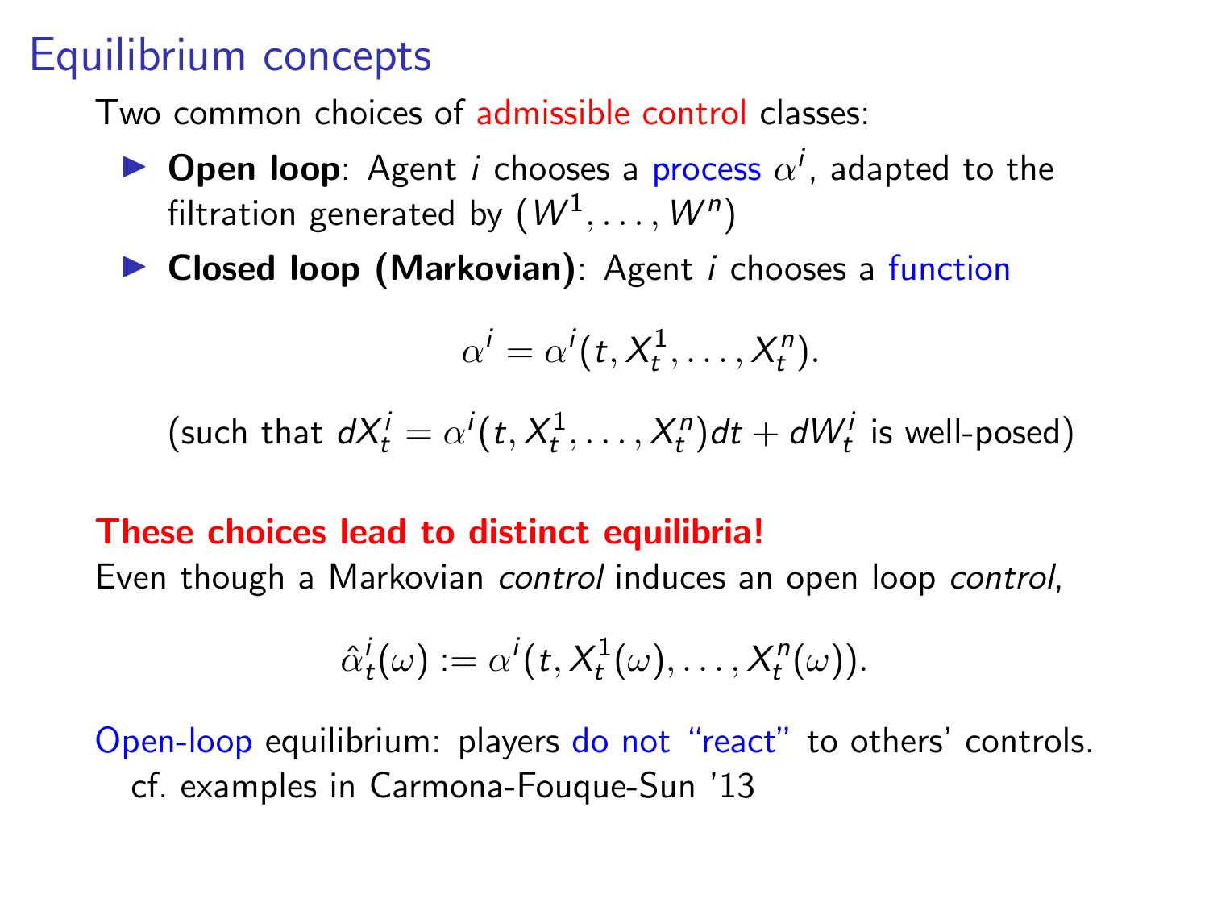# Equilibrium concepts

Two common choices of admissible control classes:

- **Open loop**: Agent $i$ chooses a process $\alpha^i$, adapted to the filtration generated by $(W^1, \ldots, W^n)$
- **Closed loop (Markovian)**: Agent $i$ chooses a function

$$\alpha^i = \alpha^i(t, X_t^1, \ldots, X_t^n).$$

(such that $dX_t^i = \alpha^i(t, X_t^1, \ldots, X_t^n)dt + dW_t^i$ is well-posed)

**These choices lead to distinct equilibria!**

Even though a Markovian *control* induces an open loop *control*,

$$\hat{\alpha}_t^i(\omega) := \alpha^i(t, X_t^1(\omega), \ldots, X_t^n(\omega)).$$

Open-loop equilibrium: players do not "react" to others' controls.
cf. examples in Carmona-Fouque-Sun '13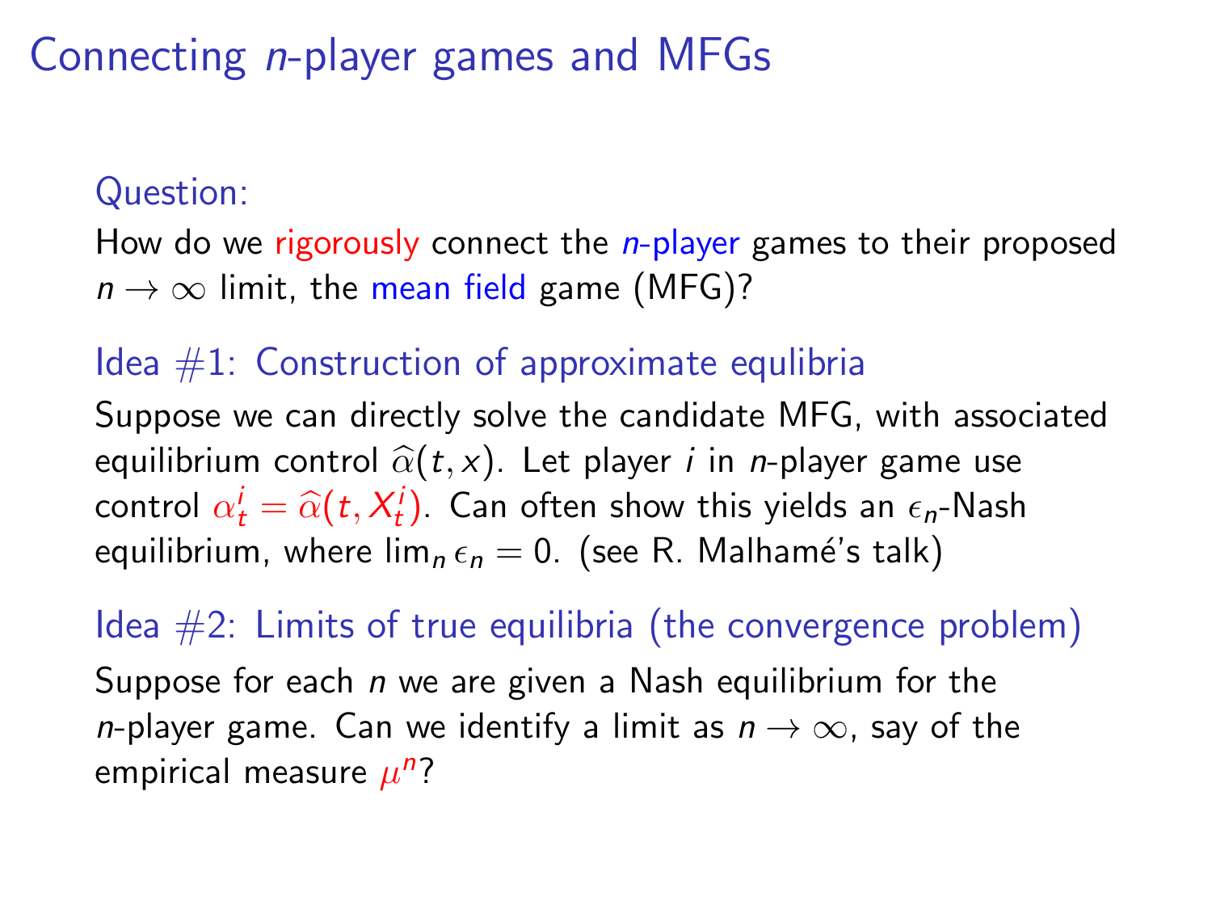# Connecting $n$-player games and MFGs

### Question:

How do we rigorously connect the $n$-player games to their proposed $n \to \infty$ limit, the mean field game (MFG)?

### Idea #1: Construction of approximate equlibria

Suppose we can directly solve the candidate MFG, with associated equilibrium control $\widehat{\alpha}(t,x)$. Let player $i$ in $n$-player game use control $\alpha_t^i = \widehat{\alpha}(t, X_t^i)$. Can often show this yields an $\epsilon_n$-Nash equilibrium, where $\lim_n \epsilon_n = 0$. (see R. Malhamé's talk)

### Idea #2: Limits of true equilibria (the convergence problem)

Suppose for each $n$ we are given a Nash equilibrium for the $n$-player game. Can we identify a limit as $n \to \infty$, say of the empirical measure $\mu^n$?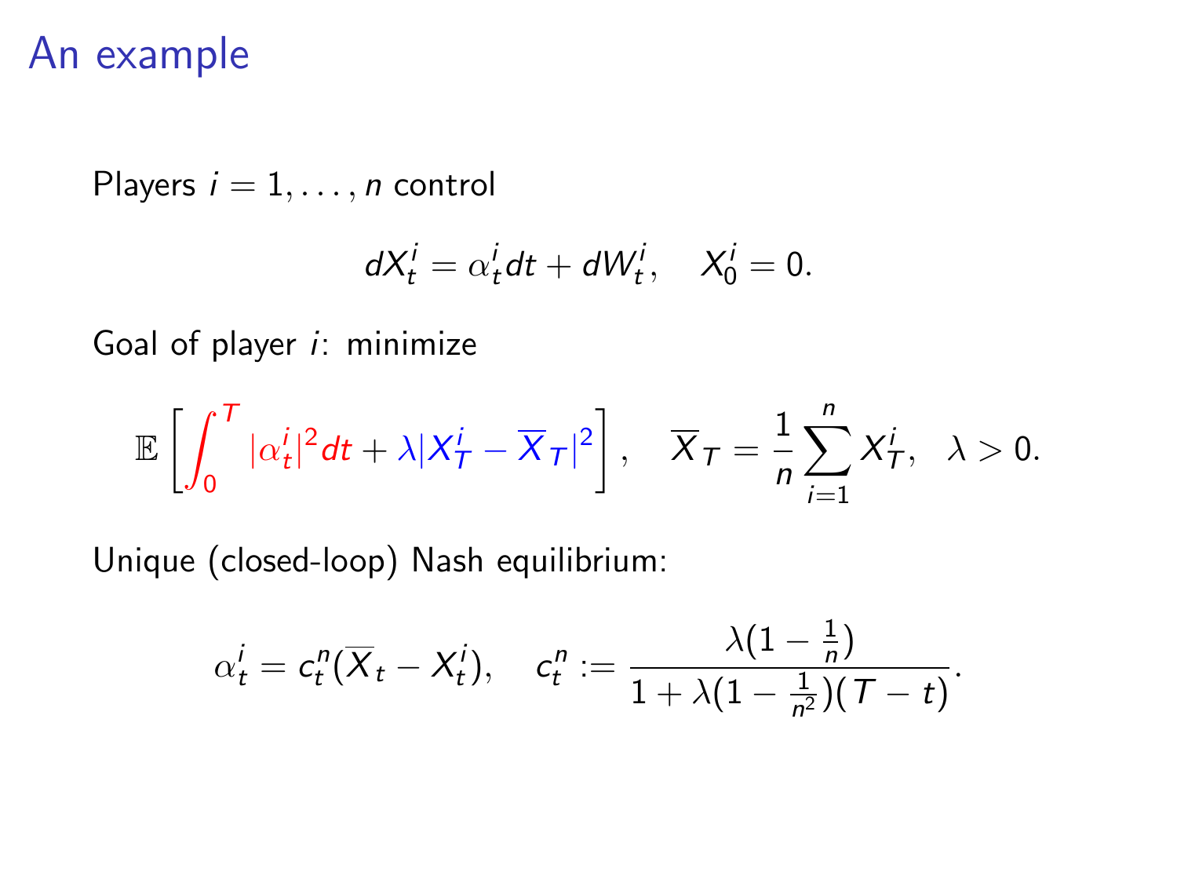# An example

Players $i = 1, \ldots, n$ control

$$dX_t^i = \alpha_t^i dt + dW_t^i, \quad X_0^i = 0.$$

Goal of player $i$: minimize

$$\mathbb{E}\left[\int_0^T |\alpha_t^i|^2 dt + \lambda |X_T^i - \overline{X}_T|^2\right], \quad \overline{X}_T = \frac{1}{n}\sum_{i=1}^n X_T^i, \quad \lambda > 0.$$

Unique (closed-loop) Nash equilibrium:

$$\alpha_t^i = c_t^n(\overline{X}_t - X_t^i), \quad c_t^n := \frac{\lambda(1 - \frac{1}{n})}{1 + \lambda(1 - \frac{1}{n^2})(T - t)}.$$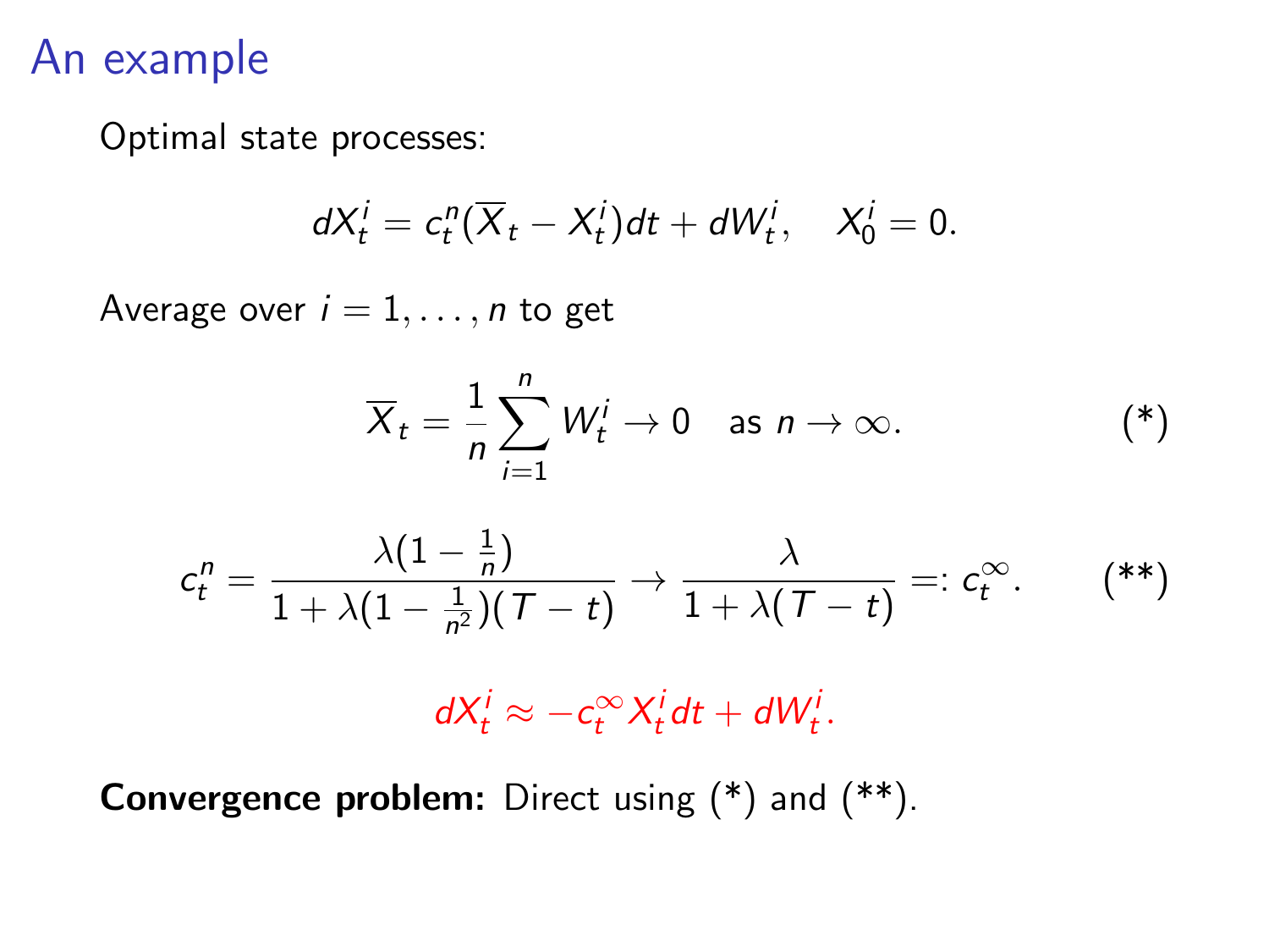# An example

Optimal state processes:

$$dX_t^i = c_t^n(\overline{X}_t - X_t^i)dt + dW_t^i, \quad X_0^i = 0.$$

Average over $i = 1, \ldots, n$ to get

$$\overline{X}_t = \frac{1}{n}\sum_{i=1}^{n} W_t^i \to 0 \quad \text{as } n \to \infty. \qquad (*)$$

$$c_t^n = \frac{\lambda(1 - \frac{1}{n})}{1 + \lambda(1 - \frac{1}{n^2})(T - t)} \to \frac{\lambda}{1 + \lambda(T - t)} =: c_t^\infty. \qquad (**)$$

$$dX_t^i \approx -c_t^\infty X_t^i dt + dW_t^i.$$

**Convergence problem:** Direct using (*) and (**).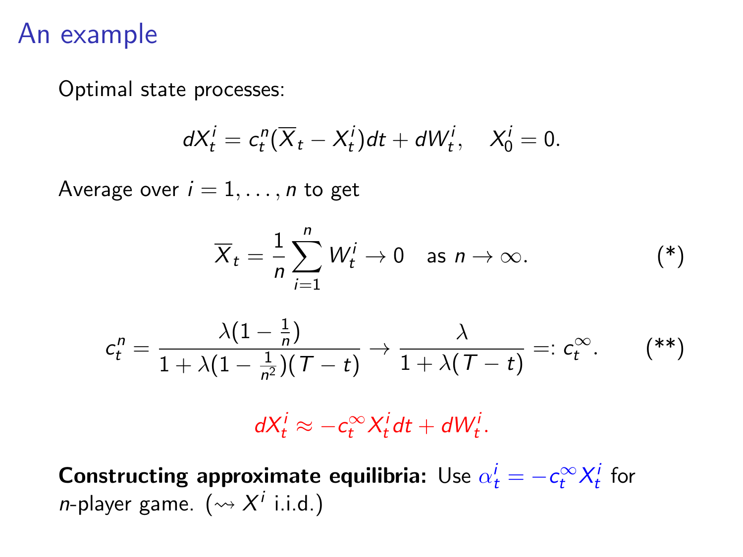# An example

Optimal state processes:

$$dX_t^i = c_t^n(\overline{X}_t - X_t^i)dt + dW_t^i, \quad X_0^i = 0.$$

Average over $i = 1, \ldots, n$ to get

$$\overline{X}_t = \frac{1}{n}\sum_{i=1}^n W_t^i \to 0 \quad \text{as } n \to \infty. \tag{*}$$

$$c_t^n = \frac{\lambda(1 - \frac{1}{n})}{1 + \lambda(1 - \frac{1}{n^2})(T - t)} \to \frac{\lambda}{1 + \lambda(T - t)} =: c_t^\infty. \tag{**}$$

$$dX_t^i \approx -c_t^\infty X_t^i dt + dW_t^i.$$

**Constructing approximate equilibria:** Use $\alpha_t^i = -c_t^\infty X_t^i$ for $n$-player game. ($\rightsquigarrow X^i$ i.i.d.)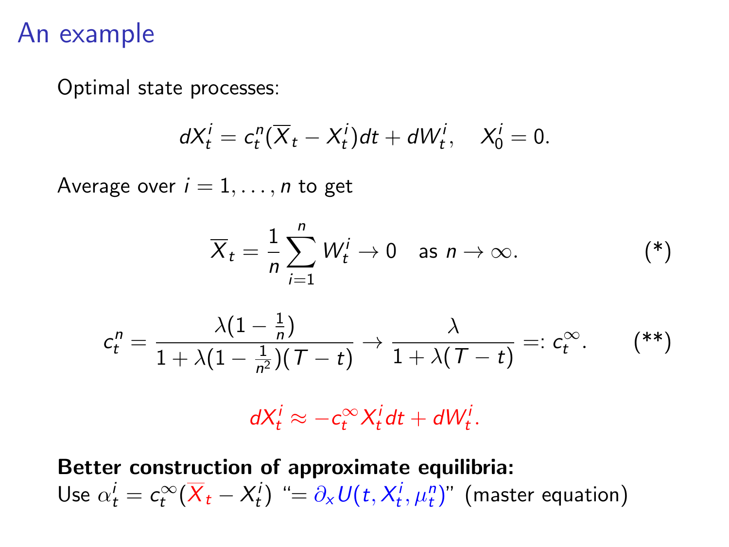# An example

Optimal state processes:

$$dX_t^i = c_t^n(\overline{X}_t - X_t^i)dt + dW_t^i, \quad X_0^i = 0.$$

Average over $i = 1, \ldots, n$ to get

$$\overline{X}_t = \frac{1}{n}\sum_{i=1}^n W_t^i \to 0 \quad \text{as } n \to \infty. \qquad (*)$$

$$c_t^n = \frac{\lambda(1-\frac{1}{n})}{1+\lambda(1-\frac{1}{n^2})(T-t)} \to \frac{\lambda}{1+\lambda(T-t)} =: c_t^\infty. \qquad (**)$$

$$dX_t^i \approx -c_t^\infty X_t^i dt + dW_t^i.$$

**Better construction of approximate equilibria:**
Use $\alpha_t^i = c_t^\infty(\overline{X}_t - X_t^i)$ "$= \partial_x U(t, X_t^i, \mu_t^n)$" (master equation)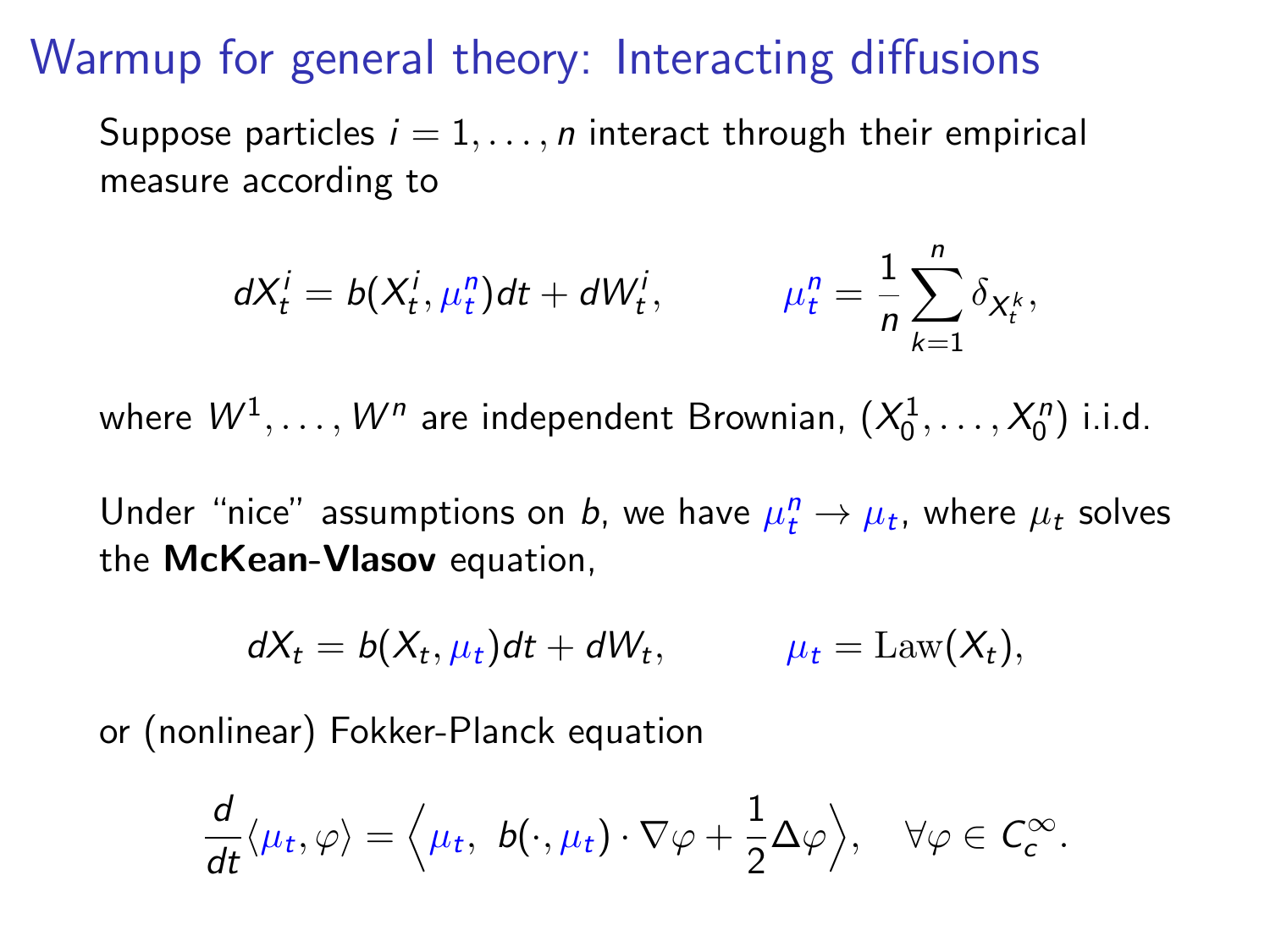# Warmup for general theory: Interacting diffusions

Suppose particles $i = 1, \ldots, n$ interact through their empirical measure according to

$$dX_t^i = b(X_t^i, \mu_t^n)dt + dW_t^i, \qquad \mu_t^n = \frac{1}{n}\sum_{k=1}^n \delta_{X_t^k},$$

where $W^1, \ldots, W^n$ are independent Brownian, $(X_0^1, \ldots, X_0^n)$ i.i.d.

Under "nice" assumptions on $b$, we have $\mu_t^n \to \mu_t$, where $\mu_t$ solves the **McKean-Vlasov** equation,

$$dX_t = b(X_t, \mu_t)dt + dW_t, \qquad \mu_t = \mathrm{Law}(X_t),$$

or (nonlinear) Fokker-Planck equation

$$\frac{d}{dt}\langle \mu_t, \varphi \rangle = \Big\langle \mu_t, \; b(\cdot, \mu_t) \cdot \nabla\varphi + \frac{1}{2}\Delta\varphi \Big\rangle, \quad \forall \varphi \in C_c^\infty.$$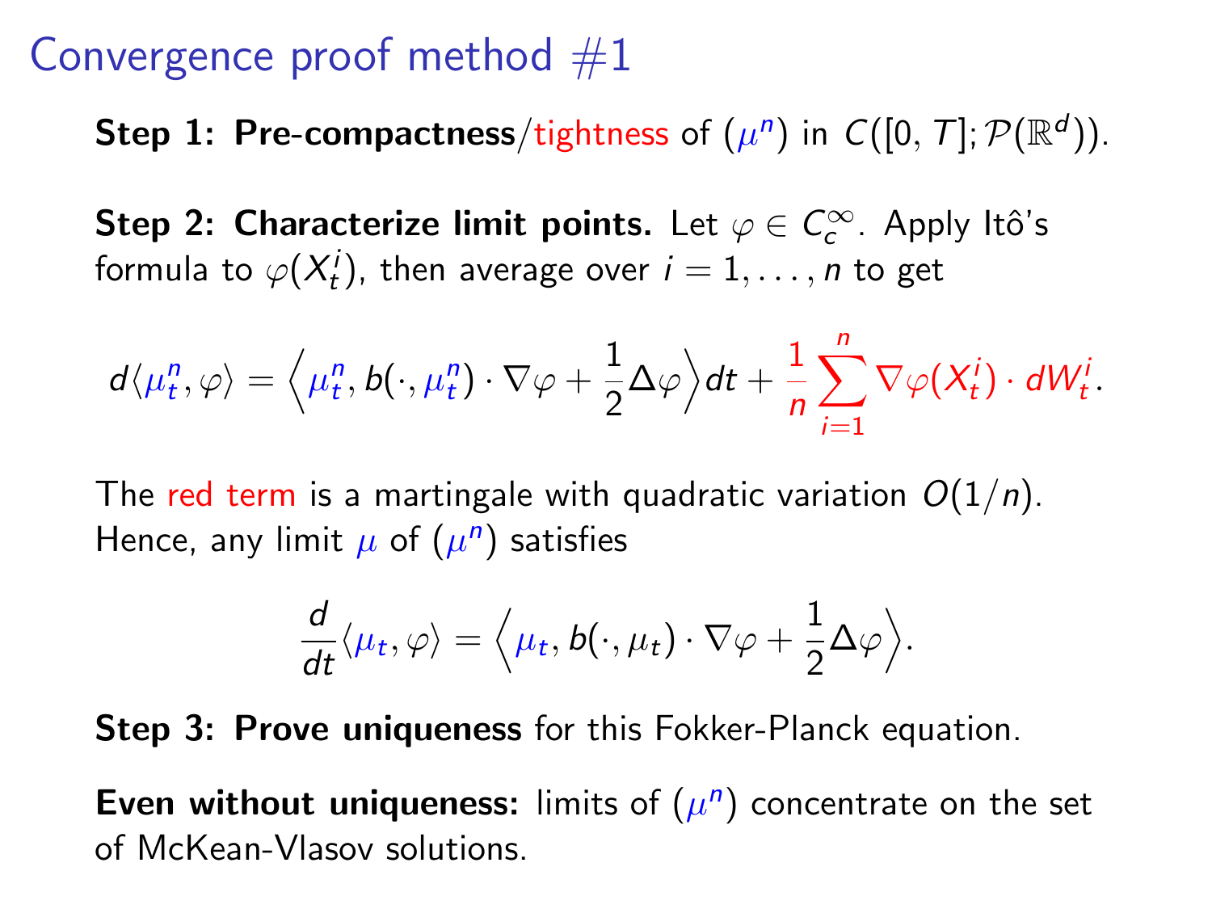# Convergence proof method #1

**Step 1: Pre-compactness**/tightness of $(\mu^n)$ in $C([0,T];\mathcal{P}(\mathbb{R}^d))$.

**Step 2: Characterize limit points.** Let $\varphi \in C_c^\infty$. Apply Itô's formula to $\varphi(X_t^i)$, then average over $i = 1, \ldots, n$ to get

$$d\langle \mu_t^n, \varphi \rangle = \Big\langle \mu_t^n, b(\cdot, \mu_t^n) \cdot \nabla\varphi + \frac{1}{2}\Delta\varphi \Big\rangle dt + \frac{1}{n}\sum_{i=1}^n \nabla\varphi(X_t^i) \cdot dW_t^i.$$

The red term is a martingale with quadratic variation $O(1/n)$. Hence, any limit $\mu$ of $(\mu^n)$ satisfies

$$\frac{d}{dt}\langle \mu_t, \varphi \rangle = \Big\langle \mu_t, b(\cdot, \mu_t) \cdot \nabla\varphi + \frac{1}{2}\Delta\varphi \Big\rangle.$$

**Step 3: Prove uniqueness** for this Fokker-Planck equation.

**Even without uniqueness:** limits of $(\mu^n)$ concentrate on the set of McKean-Vlasov solutions.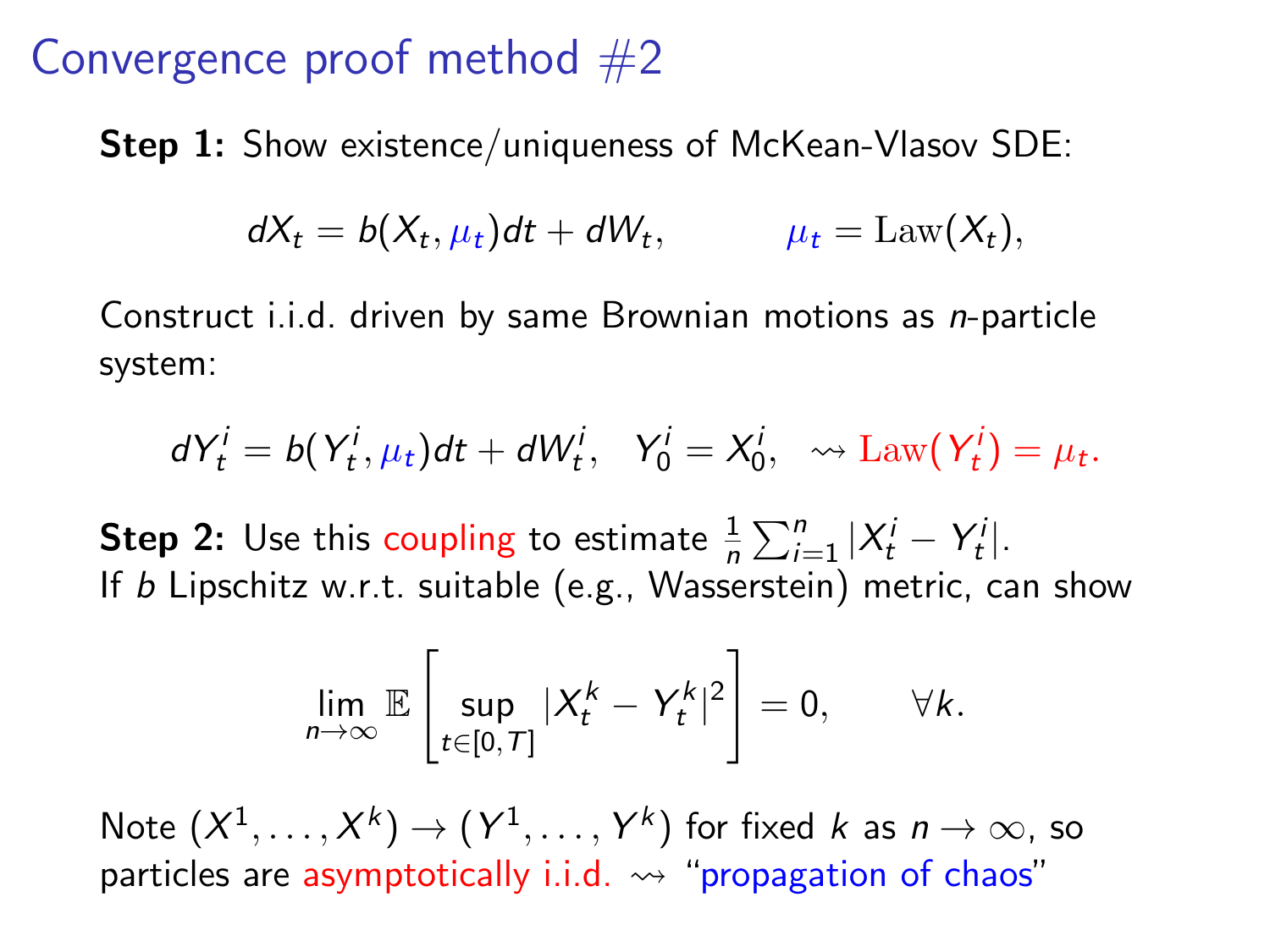# Convergence proof method #2

**Step 1:** Show existence/uniqueness of McKean-Vlasov SDE:

$$dX_t = b(X_t, \mu_t)dt + dW_t, \qquad \mu_t = \mathrm{Law}(X_t),$$

Construct i.i.d. driven by same Brownian motions as $n$-particle system:

$$dY^i_t = b(Y^i_t, \mu_t)dt + dW^i_t, \quad Y^i_0 = X^i_0, \quad \rightsquigarrow \mathrm{Law}(Y^i_t) = \mu_t.$$

**Step 2:** Use this coupling to estimate $\frac{1}{n}\sum_{i=1}^n |X^i_t - Y^i_t|$.
If $b$ Lipschitz w.r.t. suitable (e.g., Wasserstein) metric, can show

$$\lim_{n\to\infty} \mathbb{E}\left[\sup_{t\in[0,T]} |X^k_t - Y^k_t|^2\right] = 0, \qquad \forall k.$$

Note $(X^1, \ldots, X^k) \to (Y^1, \ldots, Y^k)$ for fixed $k$ as $n \to \infty$, so particles are asymptotically i.i.d. $\rightsquigarrow$ "propagation of chaos"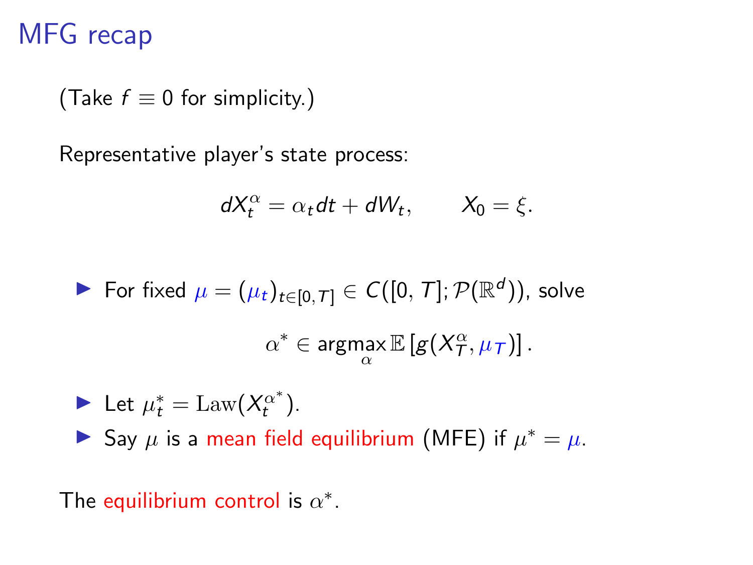# MFG recap

(Take $f \equiv 0$ for simplicity.)

Representative player's state process:

$$dX_t^\alpha = \alpha_t dt + dW_t, \qquad X_0 = \xi.$$

- For fixed $\mu = (\mu_t)_{t \in [0,T]} \in C([0,T]; \mathcal{P}(\mathbb{R}^d))$, solve

$$\alpha^* \in \operatorname*{argmax}_\alpha \mathbb{E}\left[g(X_T^\alpha, \mu_T)\right].$$

- Let $\mu_t^* = \mathrm{Law}(X_t^{\alpha^*})$.
- Say $\mu$ is a mean field equilibrium (MFE) if $\mu^* = \mu$.

The equilibrium control is $\alpha^*$.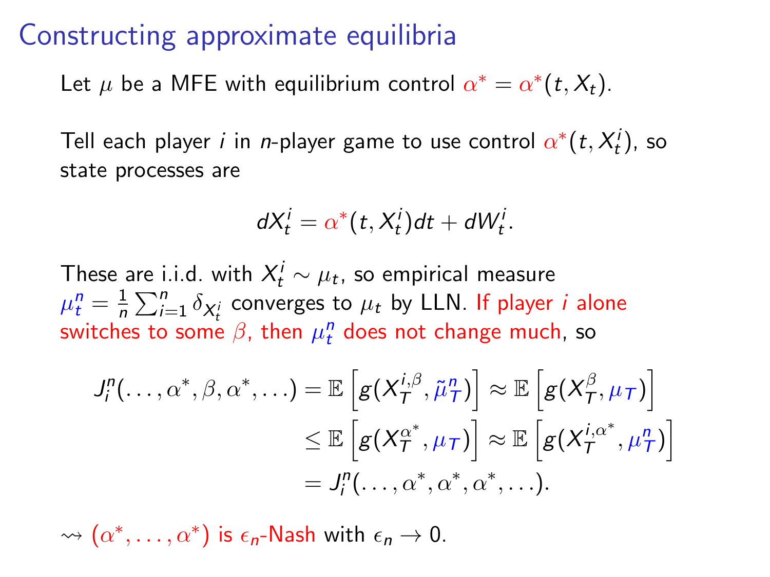# Constructing approximate equilibria

Let $\mu$ be a MFE with equilibrium control $\alpha^* = \alpha^*(t, X_t)$.

Tell each player $i$ in $n$-player game to use control $\alpha^*(t, X_t^i)$, so state processes are

$$dX_t^i = \alpha^*(t, X_t^i)dt + dW_t^i.$$

These are i.i.d. with $X_t^i \sim \mu_t$, so empirical measure $\mu_t^n = \frac{1}{n}\sum_{i=1}^n \delta_{X_t^i}$ converges to $\mu_t$ by LLN. If player $i$ alone switches to some $\beta$, then $\mu_t^n$ does not change much, so

$$\begin{aligned} J_i^n(\ldots, \alpha^*, \beta, \alpha^*, \ldots) &= \mathbb{E}\left[g(X_T^{i,\beta}, \tilde{\mu}_T^n)\right] \approx \mathbb{E}\left[g(X_T^{\beta}, \mu_T)\right] \\ &\leq \mathbb{E}\left[g(X_T^{\alpha^*}, \mu_T)\right] \approx \mathbb{E}\left[g(X_T^{i,\alpha^*}, \mu_T^n)\right] \\ &= J_i^n(\ldots, \alpha^*, \alpha^*, \alpha^*, \ldots). \end{aligned}$$

$\rightsquigarrow$ $(\alpha^*, \ldots, \alpha^*)$ is $\epsilon_n$-Nash with $\epsilon_n \to 0$.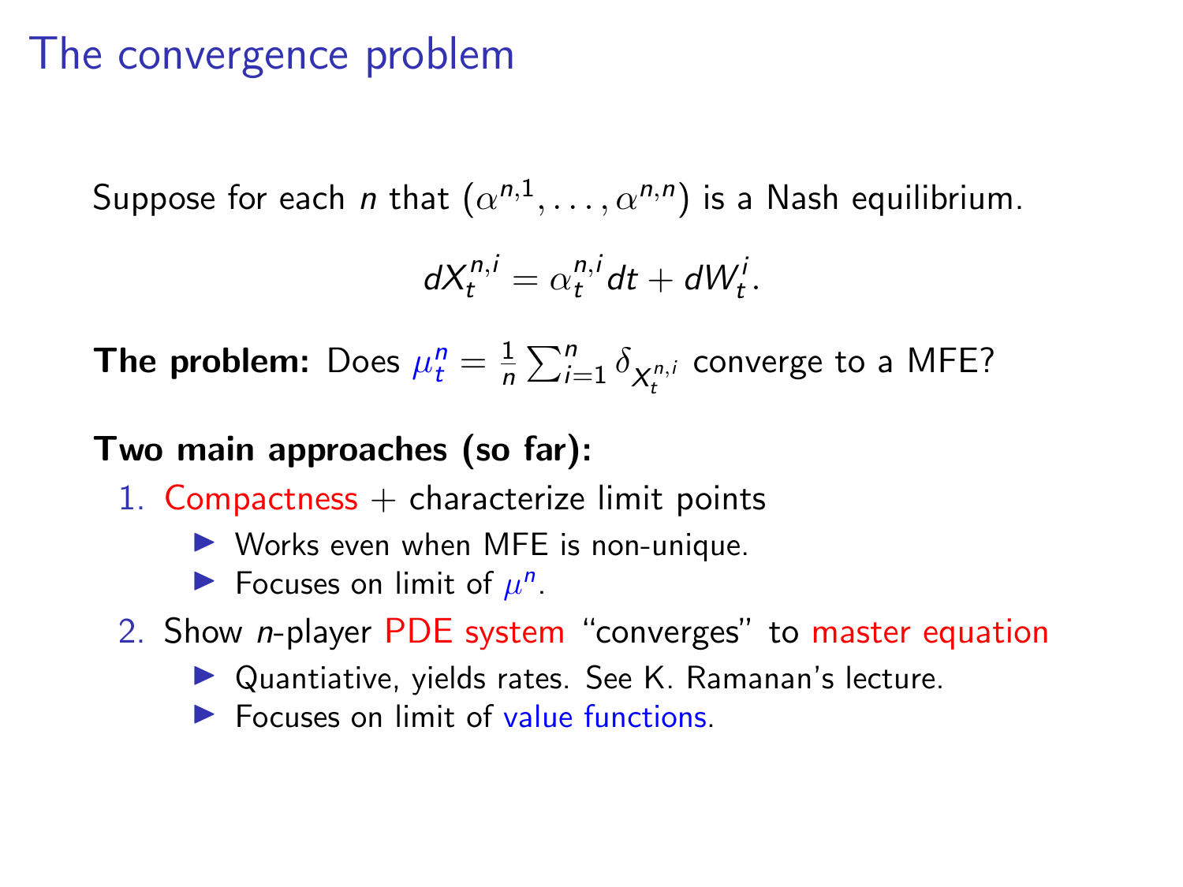# The convergence problem

Suppose for each $n$ that $(\alpha^{n,1}, \ldots, \alpha^{n,n})$ is a Nash equilibrium.

$$dX_t^{n,i} = \alpha_t^{n,i} dt + dW_t^i.$$

**The problem:** Does $\mu_t^n = \frac{1}{n} \sum_{i=1}^n \delta_{X_t^{n,i}}$ converge to a MFE?

**Two main approaches (so far):**

1. Compactness + characterize limit points
   - Works even when MFE is non-unique.
   - Focuses on limit of $\mu^n$.
2. Show $n$-player PDE system "converges" to master equation
   - Quantiative, yields rates. See K. Ramanan's lecture.
   - Focuses on limit of value functions.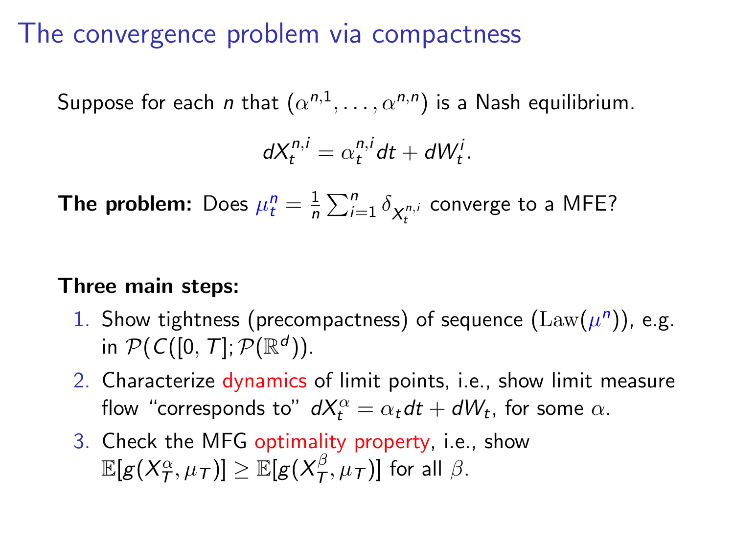# The convergence problem via compactness

Suppose for each $n$ that $(\alpha^{n,1}, \ldots, \alpha^{n,n})$ is a Nash equilibrium.

$$dX_t^{n,i} = \alpha_t^{n,i} dt + dW_t^i.$$

**The problem:** Does $\mu_t^n = \frac{1}{n}\sum_{i=1}^n \delta_{X_t^{n,i}}$ converge to a MFE?

**Three main steps:**

1. Show tightness (precompactness) of sequence $(\mathrm{Law}(\mu^n))$, e.g. in $\mathcal{P}(C([0,T];\mathcal{P}(\mathbb{R}^d)))$.
2. Characterize dynamics of limit points, i.e., show limit measure flow "corresponds to" $dX_t^\alpha = \alpha_t dt + dW_t$, for some $\alpha$.
3. Check the MFG optimality property, i.e., show $\mathbb{E}[g(X_T^\alpha, \mu_T)] \geq \mathbb{E}[g(X_T^\beta, \mu_T)]$ for all $\beta$.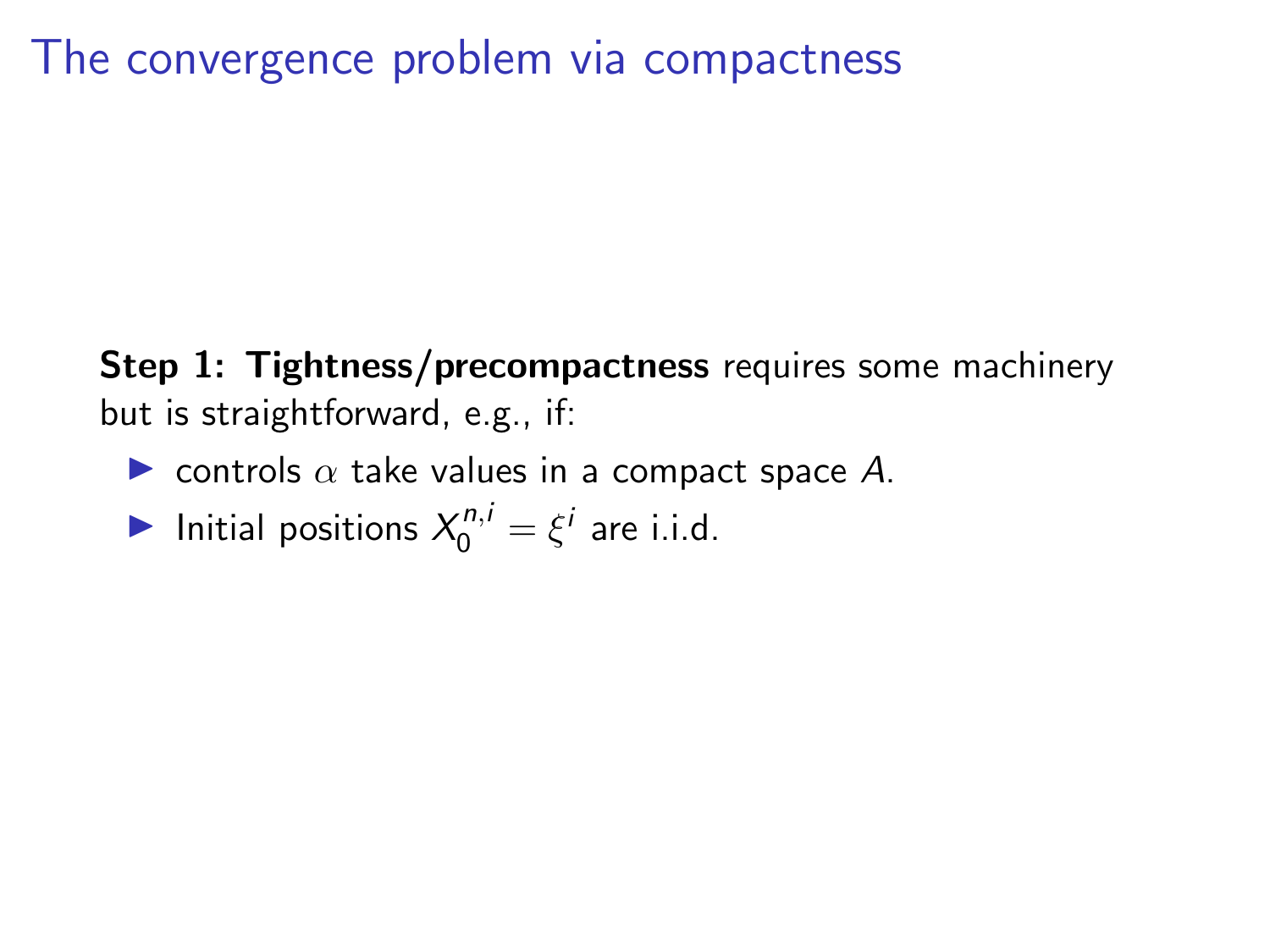# The convergence problem via compactness

**Step 1: Tightness/precompactness** requires some machinery but is straightforward, e.g., if:

- controls $\alpha$ take values in a compact space $A$.
- Initial positions $X_0^{n,i} = \xi^i$ are i.i.d.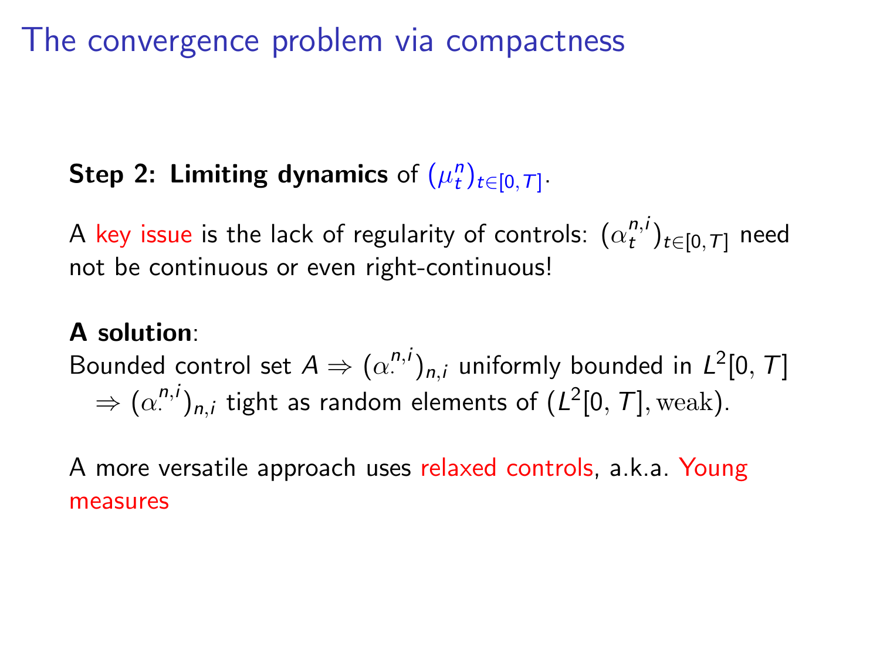# The convergence problem via compactness

**Step 2: Limiting dynamics** of $(\mu^n_t)_{t\in[0,T]}$.

A key issue is the lack of regularity of controls: $(\alpha^{n,i}_t)_{t\in[0,T]}$ need not be continuous or even right-continuous!

**A solution**:
Bounded control set $A \Rightarrow (\alpha^{n,i}_\cdot)_{n,i}$ uniformly bounded in $L^2[0,T]$
$\Rightarrow (\alpha^{n,i}_\cdot)_{n,i}$ tight as random elements of $(L^2[0,T], \mathrm{weak})$.

A more versatile approach uses relaxed controls, a.k.a. Young measures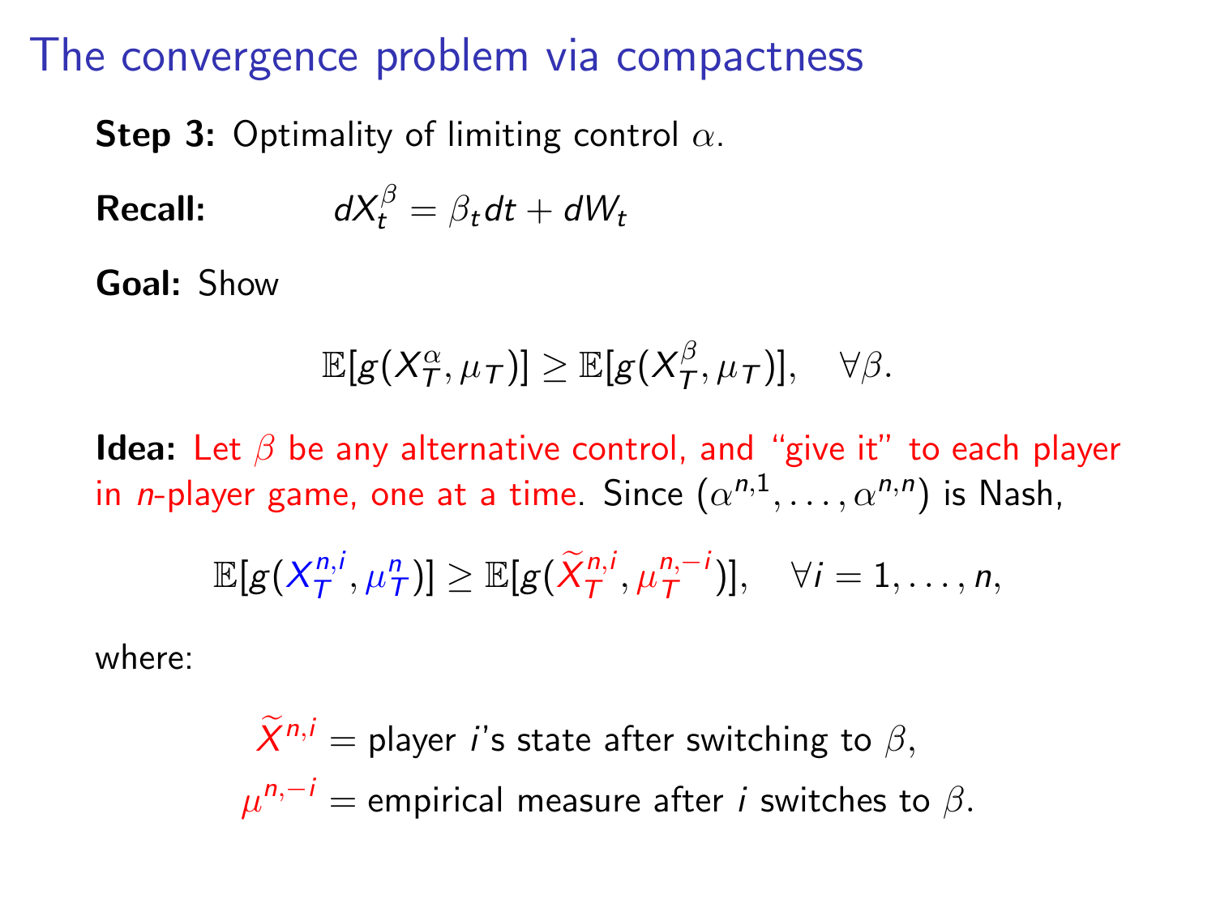# The convergence problem via compactness

**Step 3:** Optimality of limiting control $\alpha$.

**Recall:** $dX_t^{\beta} = \beta_t dt + dW_t$

**Goal:** Show

$$\mathbb{E}[g(X_T^{\alpha}, \mu_T)] \geq \mathbb{E}[g(X_T^{\beta}, \mu_T)], \quad \forall \beta.$$

**Idea:** Let $\beta$ be any alternative control, and "give it" to each player in $n$-player game, one at a time. Since $(\alpha^{n,1}, \ldots, \alpha^{n,n})$ is Nash,

$$\mathbb{E}[g(X_T^{n,i}, \mu_T^n)] \geq \mathbb{E}[g(\widetilde{X}_T^{n,i}, \mu_T^{n,-i})], \quad \forall i = 1, \ldots, n,$$

where:

$$\widetilde{X}^{n,i} = \text{player } i\text{'s state after switching to } \beta,$$

$$\mu^{n,-i} = \text{empirical measure after } i \text{ switches to } \beta.$$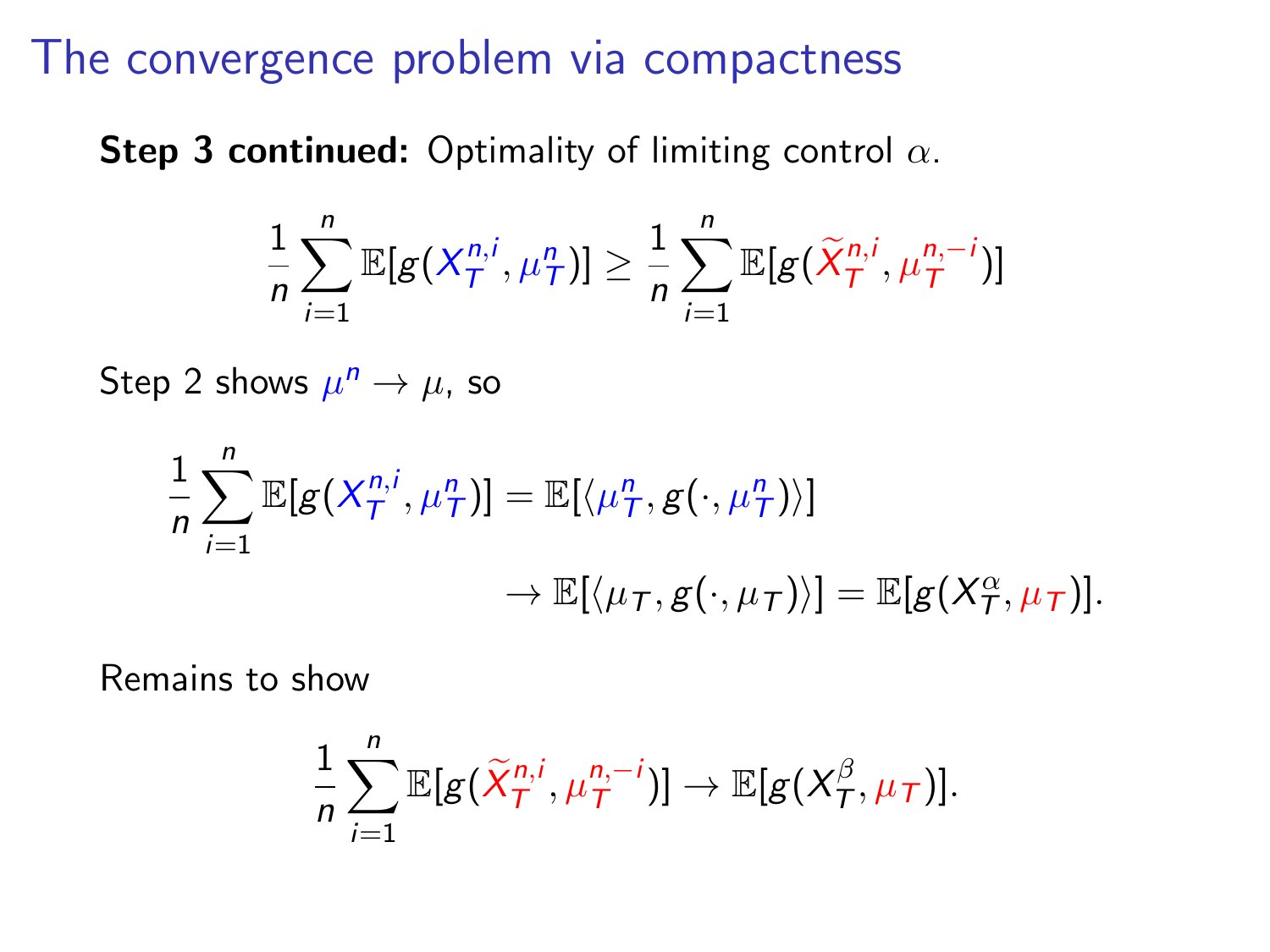# The convergence problem via compactness

**Step 3 continued:** Optimality of limiting control $\alpha$.

$$\frac{1}{n}\sum_{i=1}^{n}\mathbb{E}[g(X_T^{n,i},\mu_T^n)] \geq \frac{1}{n}\sum_{i=1}^{n}\mathbb{E}[g(\widetilde{X}_T^{n,i},\mu_T^{n,-i})]$$

Step 2 shows $\mu^n \to \mu$, so

$$\begin{aligned}
\frac{1}{n}\sum_{i=1}^{n}\mathbb{E}[g(X_T^{n,i},\mu_T^n)] &= \mathbb{E}[\langle \mu_T^n, g(\cdot,\mu_T^n)\rangle] \\
&\to \mathbb{E}[\langle \mu_T, g(\cdot,\mu_T)\rangle] = \mathbb{E}[g(X_T^{\alpha},\mu_T)].
\end{aligned}$$

Remains to show

$$\frac{1}{n}\sum_{i=1}^{n}\mathbb{E}[g(\widetilde{X}_T^{n,i},\mu_T^{n,-i})] \to \mathbb{E}[g(X_T^{\beta},\mu_T)].$$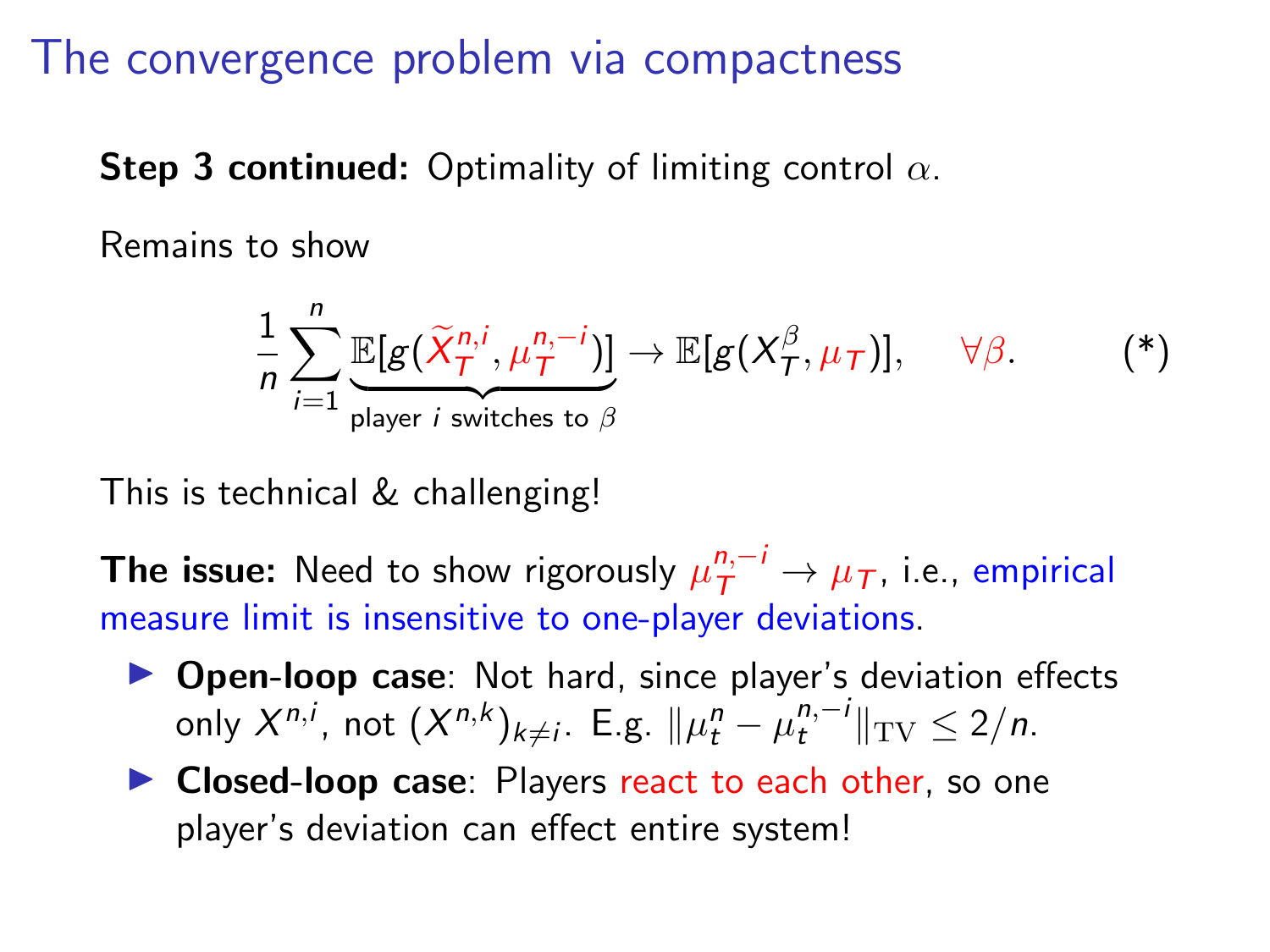# The convergence problem via compactness

**Step 3 continued:** Optimality of limiting control $\alpha$.

Remains to show

$$\frac{1}{n}\sum_{i=1}^{n} \underbrace{\mathbb{E}[g(\widetilde{X}_T^{n,i}, \mu_T^{n,-i})]}_{\text{player } i \text{ switches to } \beta} \to \mathbb{E}[g(X_T^{\beta}, \mu_T)], \qquad \forall \beta. \qquad (*)$$

This is technical & challenging!

**The issue:** Need to show rigorously $\mu_T^{n,-i} \to \mu_T$, i.e., empirical measure limit is insensitive to one-player deviations.

- **Open-loop case**: Not hard, since player's deviation effects only $X^{n,i}$, not $(X^{n,k})_{k \neq i}$. E.g. $\|\mu_t^n - \mu_t^{n,-i}\|_{\mathrm{TV}} \leq 2/n$.
- **Closed-loop case**: Players react to each other, so one player's deviation can effect entire system!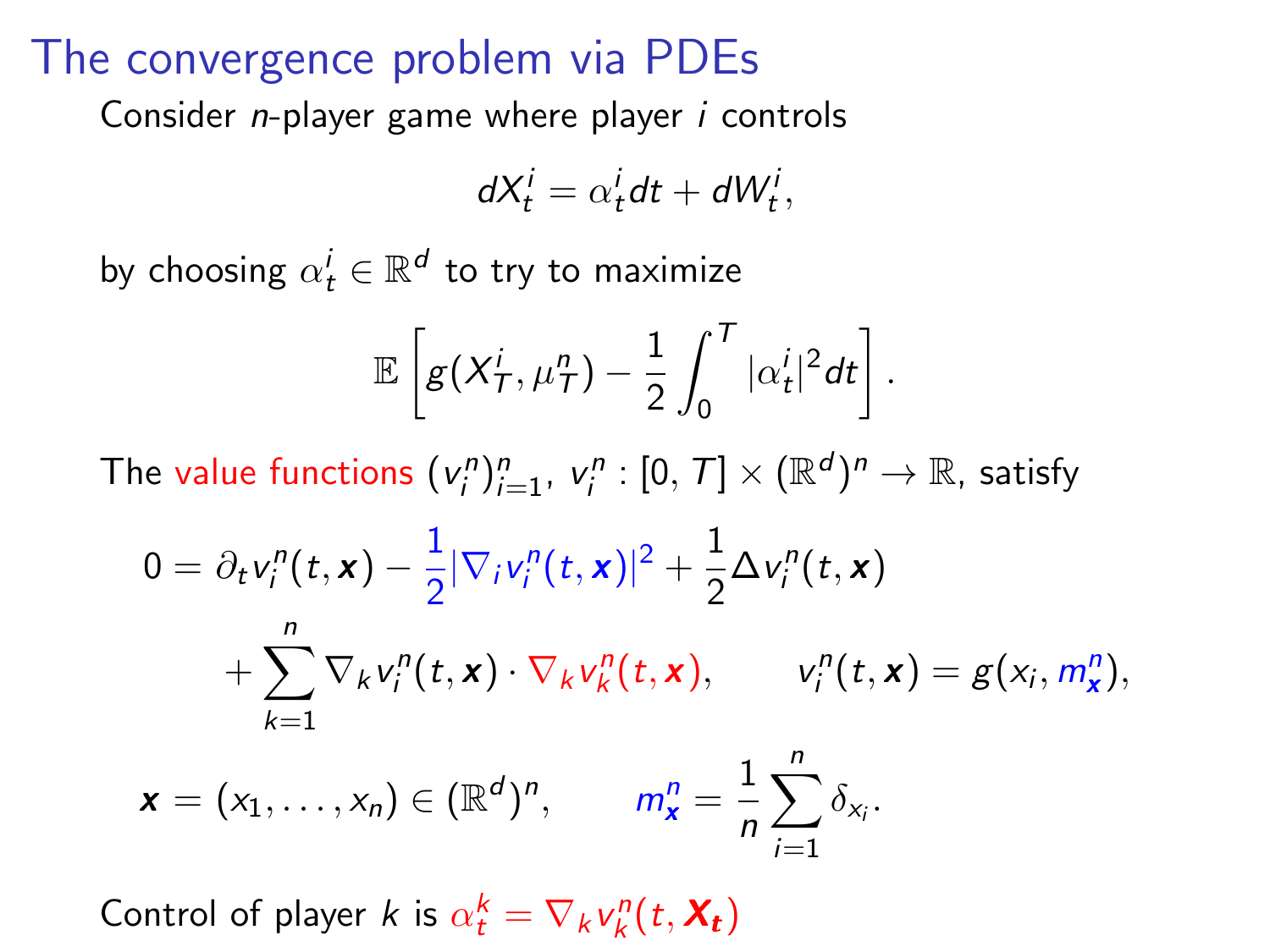# The convergence problem via PDEs

Consider $n$-player game where player $i$ controls

$$dX_t^i = \alpha_t^i dt + dW_t^i,$$

by choosing $\alpha_t^i \in \mathbb{R}^d$ to try to maximize

$$\mathbb{E}\left[ g(X_T^i, \mu_T^n) - \frac{1}{2}\int_0^T |\alpha_t^i|^2 dt \right].$$

The value functions $(v_i^n)_{i=1}^n$, $v_i^n : [0,T] \times (\mathbb{R}^d)^n \to \mathbb{R}$, satisfy

$$0 = \partial_t v_i^n(t, \boldsymbol{x}) - \frac{1}{2}|\nabla_i v_i^n(t,\boldsymbol{x})|^2 + \frac{1}{2}\Delta v_i^n(t,\boldsymbol{x})$$

$$+ \sum_{k=1}^n \nabla_k v_i^n(t,\boldsymbol{x}) \cdot \nabla_k v_k^n(t,\boldsymbol{x}), \qquad v_i^n(t,\boldsymbol{x}) = g(x_i, m_{\boldsymbol{x}}^n),$$

$$\boldsymbol{x} = (x_1, \ldots, x_n) \in (\mathbb{R}^d)^n, \qquad m_{\boldsymbol{x}}^n = \frac{1}{n}\sum_{i=1}^n \delta_{x_i}.$$

Control of player $k$ is $\alpha_t^k = \nabla_k v_k^n(t, \boldsymbol{X_t})$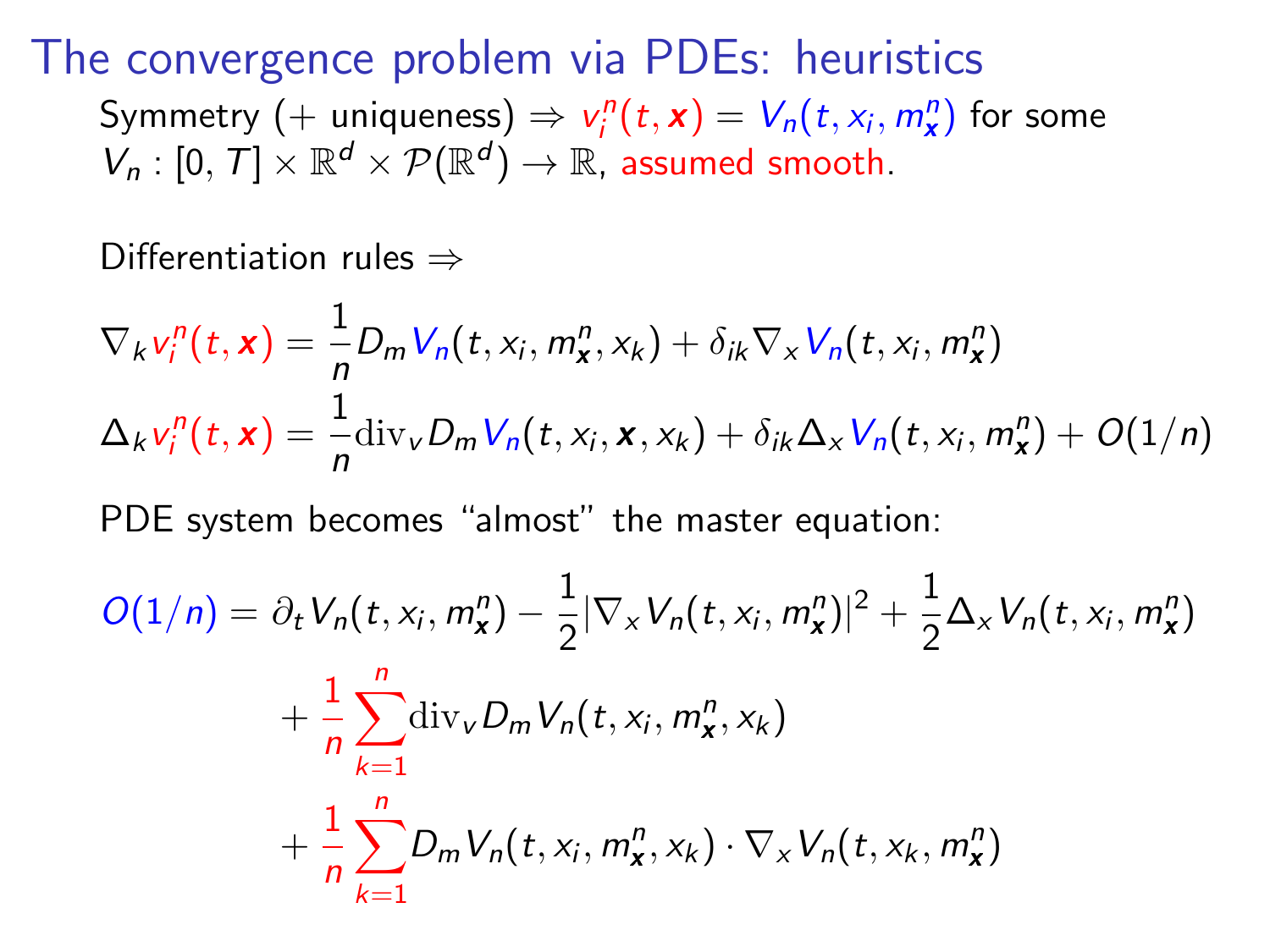# The convergence problem via PDEs: heuristics

Symmetry (+ uniqueness) $\Rightarrow v_i^n(t, \boldsymbol{x}) = V_n(t, x_i, m_{\boldsymbol{x}}^n)$ for some $V_n : [0,T] \times \mathbb{R}^d \times \mathcal{P}(\mathbb{R}^d) \to \mathbb{R}$, assumed smooth.

Differentiation rules $\Rightarrow$

$$\nabla_k v_i^n(t, \boldsymbol{x}) = \frac{1}{n} D_m V_n(t, x_i, m_{\boldsymbol{x}}^n, x_k) + \delta_{ik} \nabla_x V_n(t, x_i, m_{\boldsymbol{x}}^n)$$

$$\Delta_k v_i^n(t, \boldsymbol{x}) = \frac{1}{n} \mathrm{div}_v D_m V_n(t, x_i, \boldsymbol{x}, x_k) + \delta_{ik} \Delta_x V_n(t, x_i, m_{\boldsymbol{x}}^n) + O(1/n)$$

PDE system becomes "almost" the master equation:

$$\begin{aligned}
O(1/n) = \partial_t V_n(t, x_i, m_{\boldsymbol{x}}^n) &- \frac{1}{2} |\nabla_x V_n(t, x_i, m_{\boldsymbol{x}}^n)|^2 + \frac{1}{2} \Delta_x V_n(t, x_i, m_{\boldsymbol{x}}^n) \\
&+ \frac{1}{n} \sum_{k=1}^n \mathrm{div}_v D_m V_n(t, x_i, m_{\boldsymbol{x}}^n, x_k) \\
&+ \frac{1}{n} \sum_{k=1}^n D_m V_n(t, x_i, m_{\boldsymbol{x}}^n, x_k) \cdot \nabla_x V_n(t, x_k, m_{\boldsymbol{x}}^n)
\end{aligned}$$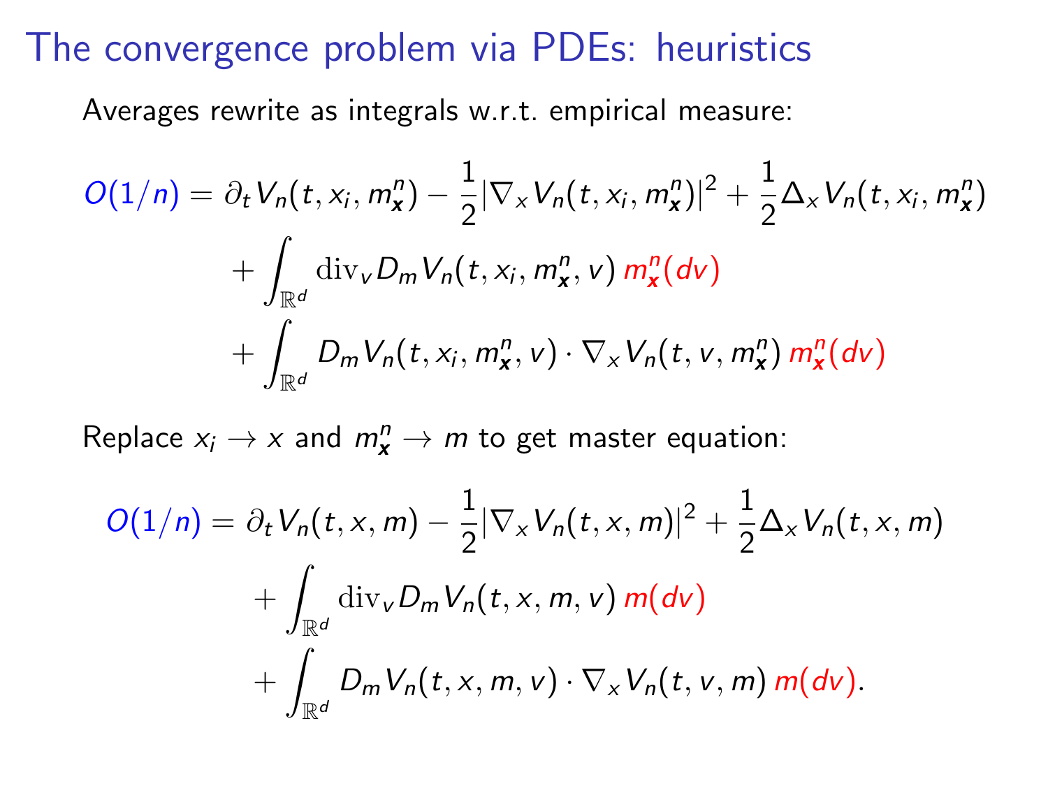# The convergence problem via PDEs: heuristics

Averages rewrite as integrals w.r.t. empirical measure:

$$
\begin{aligned}
O(1/n) = {} & \partial_t V_n(t, x_i, m^n_{\boldsymbol{x}}) - \frac{1}{2}|\nabla_x V_n(t, x_i, m^n_{\boldsymbol{x}})|^2 + \frac{1}{2}\Delta_x V_n(t, x_i, m^n_{\boldsymbol{x}}) \\
& + \int_{\mathbb{R}^d} \mathrm{div}_v D_m V_n(t, x_i, m^n_{\boldsymbol{x}}, v)\, m^n_{\boldsymbol{x}}(dv) \\
& + \int_{\mathbb{R}^d} D_m V_n(t, x_i, m^n_{\boldsymbol{x}}, v) \cdot \nabla_x V_n(t, v, m^n_{\boldsymbol{x}})\, m^n_{\boldsymbol{x}}(dv)
\end{aligned}
$$

Replace $x_i \to x$ and $m^n_{\boldsymbol{x}} \to m$ to get master equation:

$$
\begin{aligned}
O(1/n) = {} & \partial_t V_n(t, x, m) - \frac{1}{2}|\nabla_x V_n(t, x, m)|^2 + \frac{1}{2}\Delta_x V_n(t, x, m) \\
& + \int_{\mathbb{R}^d} \mathrm{div}_v D_m V_n(t, x, m, v)\, m(dv) \\
& + \int_{\mathbb{R}^d} D_m V_n(t, x, m, v) \cdot \nabla_x V_n(t, v, m)\, m(dv).
\end{aligned}
$$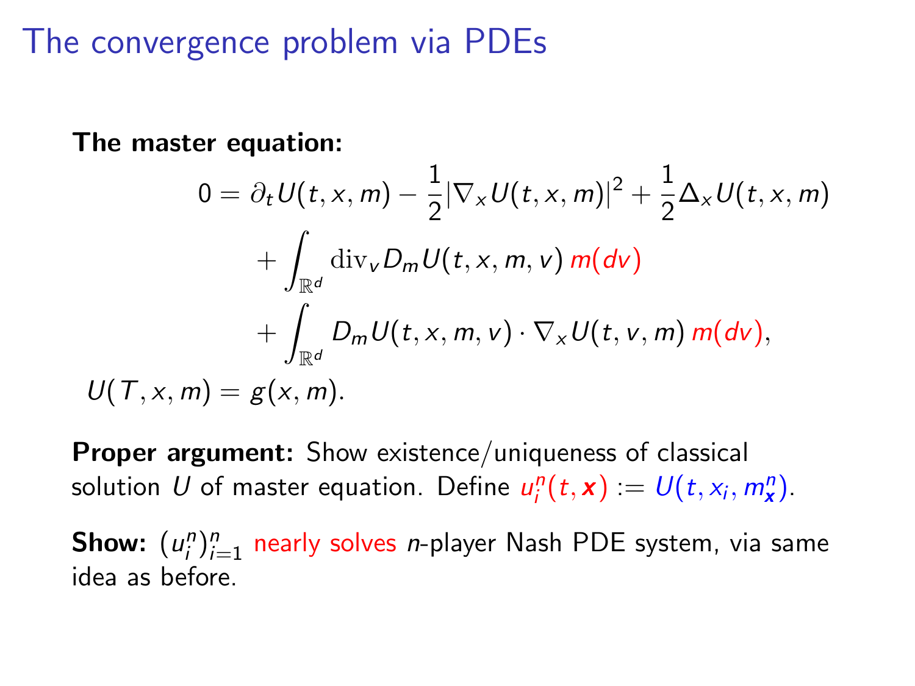# The convergence problem via PDEs

**The master equation:**

$$
\begin{aligned}
0 = \partial_t U(t,x,m) &- \frac{1}{2}|\nabla_x U(t,x,m)|^2 + \frac{1}{2}\Delta_x U(t,x,m) \\
&+ \int_{\mathbb{R}^d} \mathrm{div}_v D_m U(t,x,m,v)\, m(dv) \\
&+ \int_{\mathbb{R}^d} D_m U(t,x,m,v) \cdot \nabla_x U(t,v,m)\, m(dv),
\end{aligned}
$$

$$
U(T,x,m) = g(x,m).
$$

**Proper argument:** Show existence/uniqueness of classical solution $U$ of master equation. Define $u_i^n(t,\boldsymbol{x}) := U(t, x_i, m_{\boldsymbol{x}}^n)$.

**Show:** $(u_i^n)_{i=1}^n$ nearly solves $n$-player Nash PDE system, via same idea as before.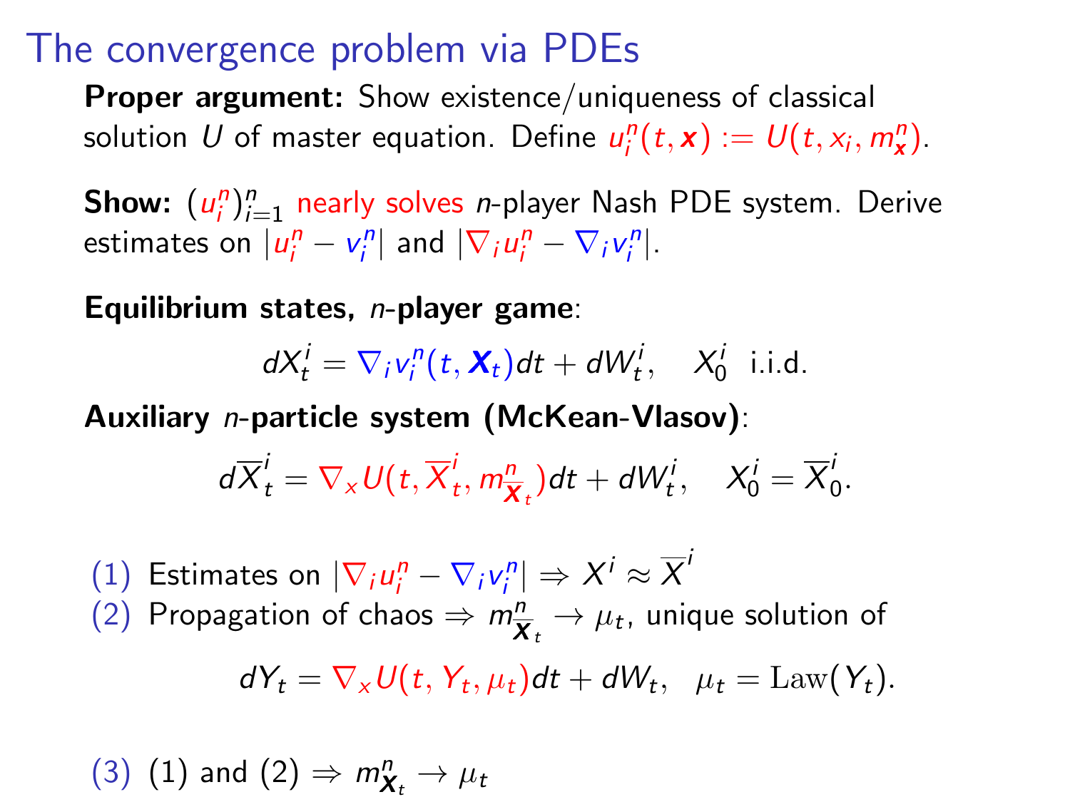# The convergence problem via PDEs

**Proper argument:** Show existence/uniqueness of classical solution $U$ of master equation. Define $u_i^n(t,\boldsymbol{x}) := U(t, x_i, m_{\boldsymbol{x}}^n)$.

**Show:** $(u_i^n)_{i=1}^n$ nearly solves $n$-player Nash PDE system. Derive estimates on $|u_i^n - v_i^n|$ and $|\nabla_i u_i^n - \nabla_i v_i^n|$.

**Equilibrium states, $n$-player game**:

$$dX_t^i = \nabla_i v_i^n(t, \boldsymbol{X}_t)dt + dW_t^i, \quad X_0^i \text{ i.i.d.}$$

**Auxiliary $n$-particle system (McKean-Vlasov)**:

$$d\overline{X}_t^i = \nabla_x U(t, \overline{X}_t^i, m_{\overline{\boldsymbol{X}}_t}^n)dt + dW_t^i, \quad X_0^i = \overline{X}_0^i.$$

(1) Estimates on $|\nabla_i u_i^n - \nabla_i v_i^n| \Rightarrow X^i \approx \overline{X}^i$

(2) Propagation of chaos $\Rightarrow m_{\overline{\boldsymbol{X}}_t}^n \to \mu_t$, unique solution of

$$dY_t = \nabla_x U(t, Y_t, \mu_t)dt + dW_t, \quad \mu_t = \mathrm{Law}(Y_t).$$

(3) (1) and (2) $\Rightarrow m_{\boldsymbol{X}_t}^n \to \mu_t$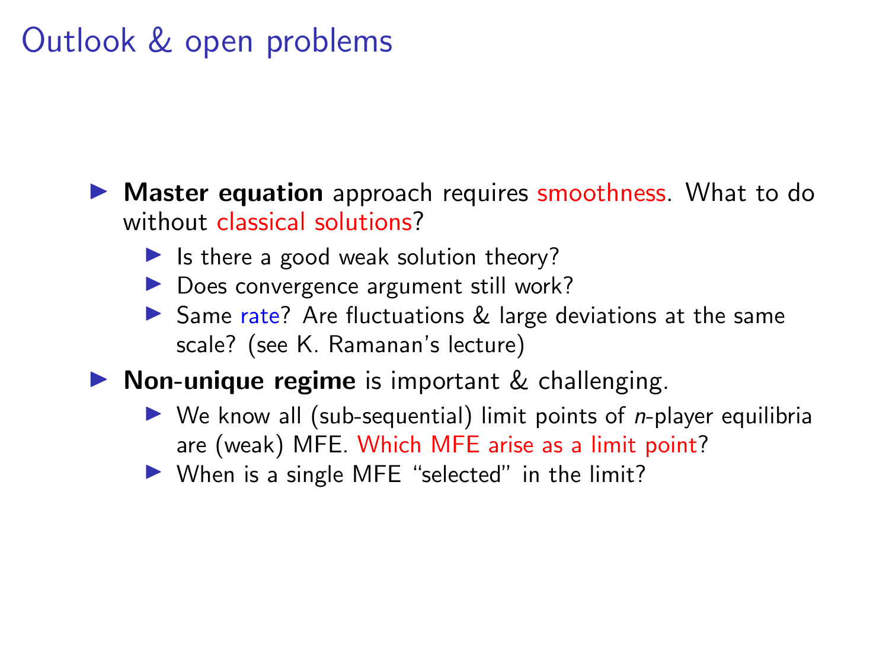# Outlook & open problems

- **Master equation** approach requires smoothness. What to do without classical solutions?
  - Is there a good weak solution theory?
  - Does convergence argument still work?
  - Same rate? Are fluctuations & large deviations at the same scale? (see K. Ramanan's lecture)
- **Non-unique regime** is important & challenging.
  - We know all (sub-sequential) limit points of $n$-player equilibria are (weak) MFE. Which MFE arise as a limit point?
  - When is a single MFE "selected" in the limit?